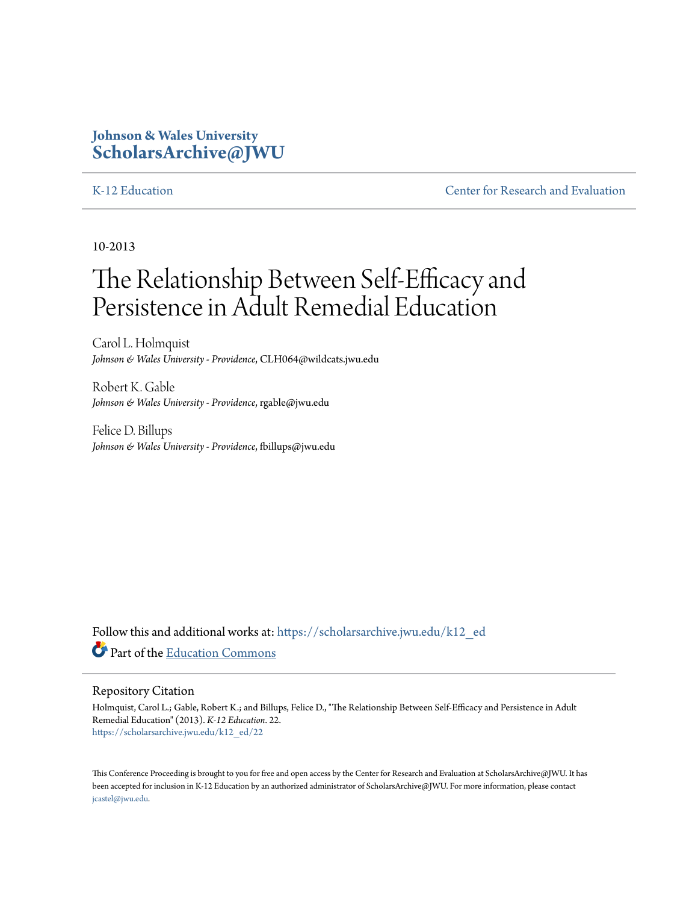Johson & Wales University
**ScholarsArchive@JWU**

K-12 Education | Center for Research and Evaluation

10-2013

# The Relationship Between Self-Efficacy and Persistence in Adult Remedial Education

Carol L. Holmquist
*Johnson & Wales University - Providence*, CLH064@wildcats.jwu.edu

Robert K. Gable
*Johnson & Wales University - Providence*, rgable@jwu.edu

Felice D. Billups
*Johnson & Wales University - Providence*, fbillups@jwu.edu

Follow this and additional works at: https://scholarsarchive.jwu.edu/k12_ed

Part of the Education Commons

## Repository Citation

Holmquist, Carol L.; Gable, Robert K.; and Billups, Felice D., "The Relationship Between Self-Efficacy and Persistence in Adult Remedial Education" (2013). *K-12 Education*. 22.
https://scholarsarchive.jwu.edu/k12_ed/22

This Conference Proceeding is brought to you for free and open access by the Center for Research and Evaluation at ScholarsArchive@JWU. It has been accepted for inclusion in K-12 Education by an authorized administrator of ScholarsArchive@JWU. For more information, please contact jcastel@jwu.edu.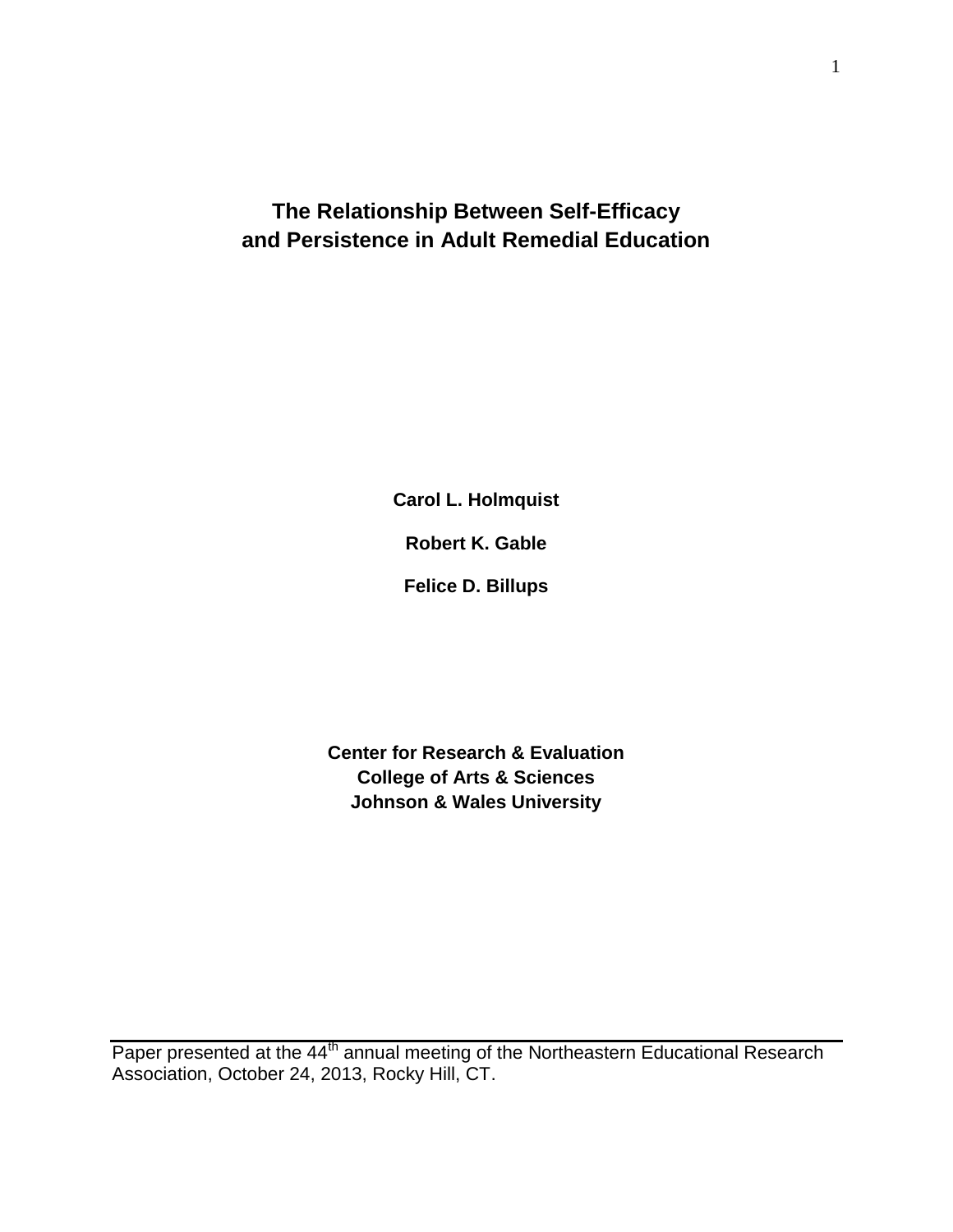# The Relationship Between Self-Efficacy and Persistence in Adult Remedial Education

**Carol L. Holmquist**

**Robert K. Gable**

**Felice D. Billups**

**Center for Research & Evaluation**
**College of Arts & Sciences**
**Johnson & Wales University**

---

Paper presented at the 44th annual meeting of the Northeastern Educational Research Association, October 24, 2013, Rocky Hill, CT.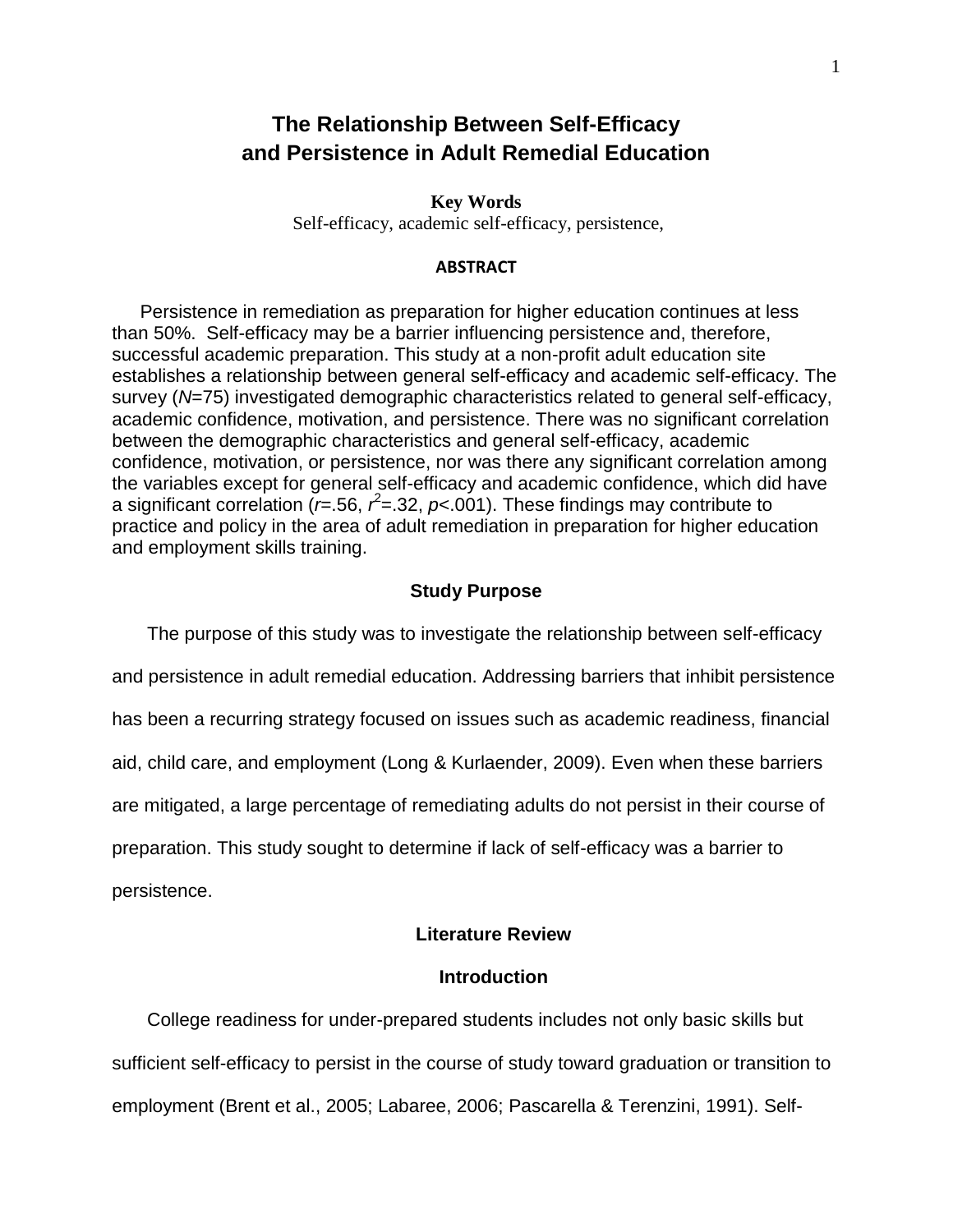# The Relationship Between Self-Efficacy and Persistence in Adult Remedial Education

**Key Words**

Self-efficacy, academic self-efficacy, persistence,

**ABSTRACT**

Persistence in remediation as preparation for higher education continues at less than 50%. Self-efficacy may be a barrier influencing persistence and, therefore, successful academic preparation. This study at a non-profit adult education site establishes a relationship between general self-efficacy and academic self-efficacy. The survey ($N$=75) investigated demographic characteristics related to general self-efficacy, academic confidence, motivation, and persistence. There was no significant correlation between the demographic characteristics and general self-efficacy, academic confidence, motivation, or persistence, nor was there any significant correlation among the variables except for general self-efficacy and academic confidence, which did have a significant correlation ($r$=.56, $r^2$=.32, $p$<.001). These findings may contribute to practice and policy in the area of adult remediation in preparation for higher education and employment skills training.

## Study Purpose

The purpose of this study was to investigate the relationship between self-efficacy and persistence in adult remedial education. Addressing barriers that inhibit persistence has been a recurring strategy focused on issues such as academic readiness, financial aid, child care, and employment (Long & Kurlaender, 2009). Even when these barriers are mitigated, a large percentage of remediating adults do not persist in their course of preparation. This study sought to determine if lack of self-efficacy was a barrier to persistence.

## Literature Review

### Introduction

College readiness for under-prepared students includes not only basic skills but sufficient self-efficacy to persist in the course of study toward graduation or transition to employment (Brent et al., 2005; Labaree, 2006; Pascarella & Terenzini, 1991). Self-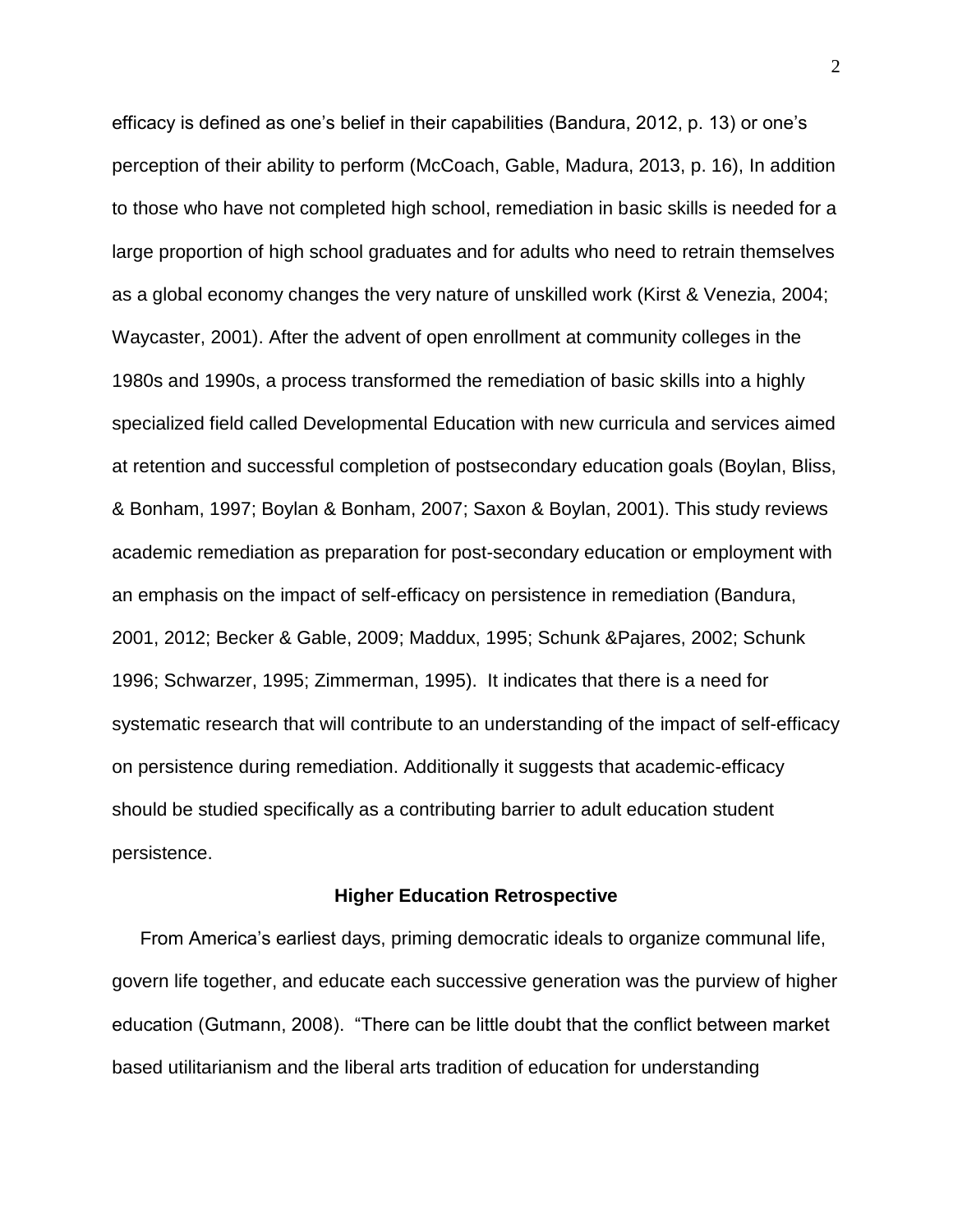efficacy is defined as one's belief in their capabilities (Bandura, 2012, p. 13) or one's perception of their ability to perform (McCoach, Gable, Madura, 2013, p. 16), In addition to those who have not completed high school, remediation in basic skills is needed for a large proportion of high school graduates and for adults who need to retrain themselves as a global economy changes the very nature of unskilled work (Kirst & Venezia, 2004; Waycaster, 2001). After the advent of open enrollment at community colleges in the 1980s and 1990s, a process transformed the remediation of basic skills into a highly specialized field called Developmental Education with new curricula and services aimed at retention and successful completion of postsecondary education goals (Boylan, Bliss, & Bonham, 1997; Boylan & Bonham, 2007; Saxon & Boylan, 2001). This study reviews academic remediation as preparation for post-secondary education or employment with an emphasis on the impact of self-efficacy on persistence in remediation (Bandura, 2001, 2012; Becker & Gable, 2009; Maddux, 1995; Schunk &Pajares, 2002; Schunk 1996; Schwarzer, 1995; Zimmerman, 1995). It indicates that there is a need for systematic research that will contribute to an understanding of the impact of self-efficacy on persistence during remediation. Additionally it suggests that academic-efficacy should be studied specifically as a contributing barrier to adult education student persistence.

## Higher Education Retrospective

From America's earliest days, priming democratic ideals to organize communal life, govern life together, and educate each successive generation was the purview of higher education (Gutmann, 2008). "There can be little doubt that the conflict between market based utilitarianism and the liberal arts tradition of education for understanding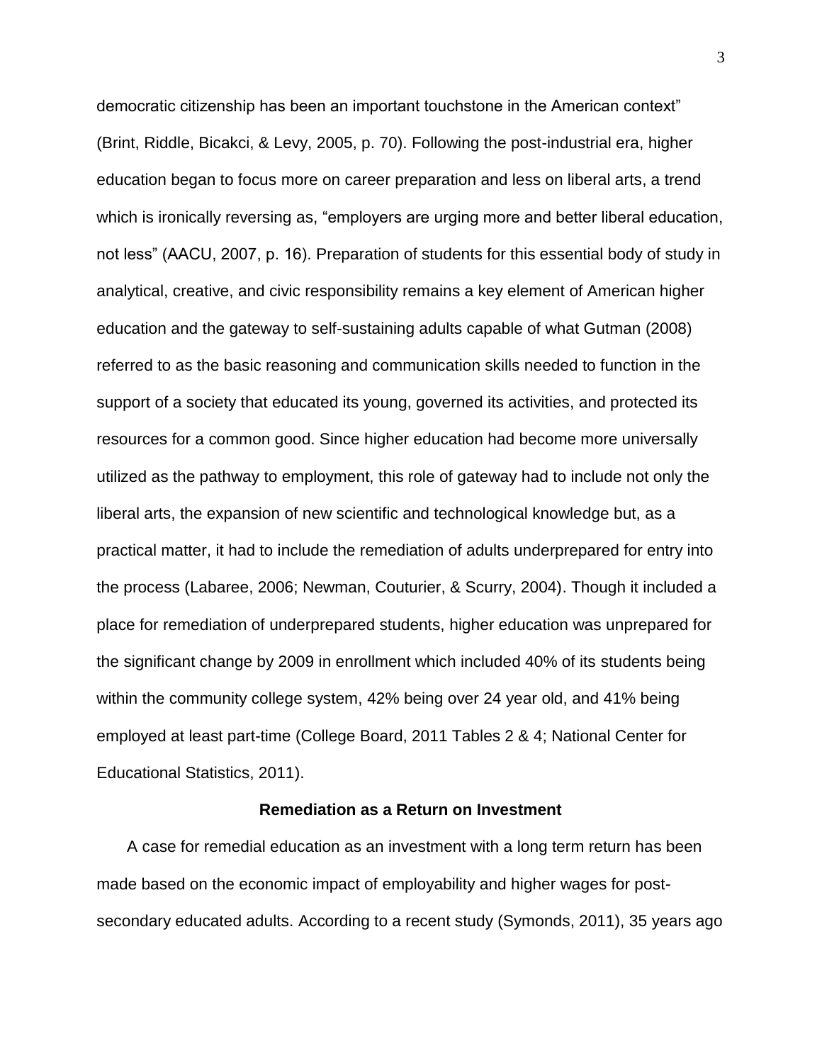democratic citizenship has been an important touchstone in the American context" (Brint, Riddle, Bicakci, & Levy, 2005, p. 70). Following the post-industrial era, higher education began to focus more on career preparation and less on liberal arts, a trend which is ironically reversing as, "employers are urging more and better liberal education, not less" (AACU, 2007, p. 16). Preparation of students for this essential body of study in analytical, creative, and civic responsibility remains a key element of American higher education and the gateway to self-sustaining adults capable of what Gutman (2008) referred to as the basic reasoning and communication skills needed to function in the support of a society that educated its young, governed its activities, and protected its resources for a common good. Since higher education had become more universally utilized as the pathway to employment, this role of gateway had to include not only the liberal arts, the expansion of new scientific and technological knowledge but, as a practical matter, it had to include the remediation of adults underprepared for entry into the process (Labaree, 2006; Newman, Couturier, & Scurry, 2004). Though it included a place for remediation of underprepared students, higher education was unprepared for the significant change by 2009 in enrollment which included 40% of its students being within the community college system, 42% being over 24 year old, and 41% being employed at least part-time (College Board, 2011 Tables 2 & 4; National Center for Educational Statistics, 2011).

## Remediation as a Return on Investment

A case for remedial education as an investment with a long term return has been made based on the economic impact of employability and higher wages for post-secondary educated adults. According to a recent study (Symonds, 2011), 35 years ago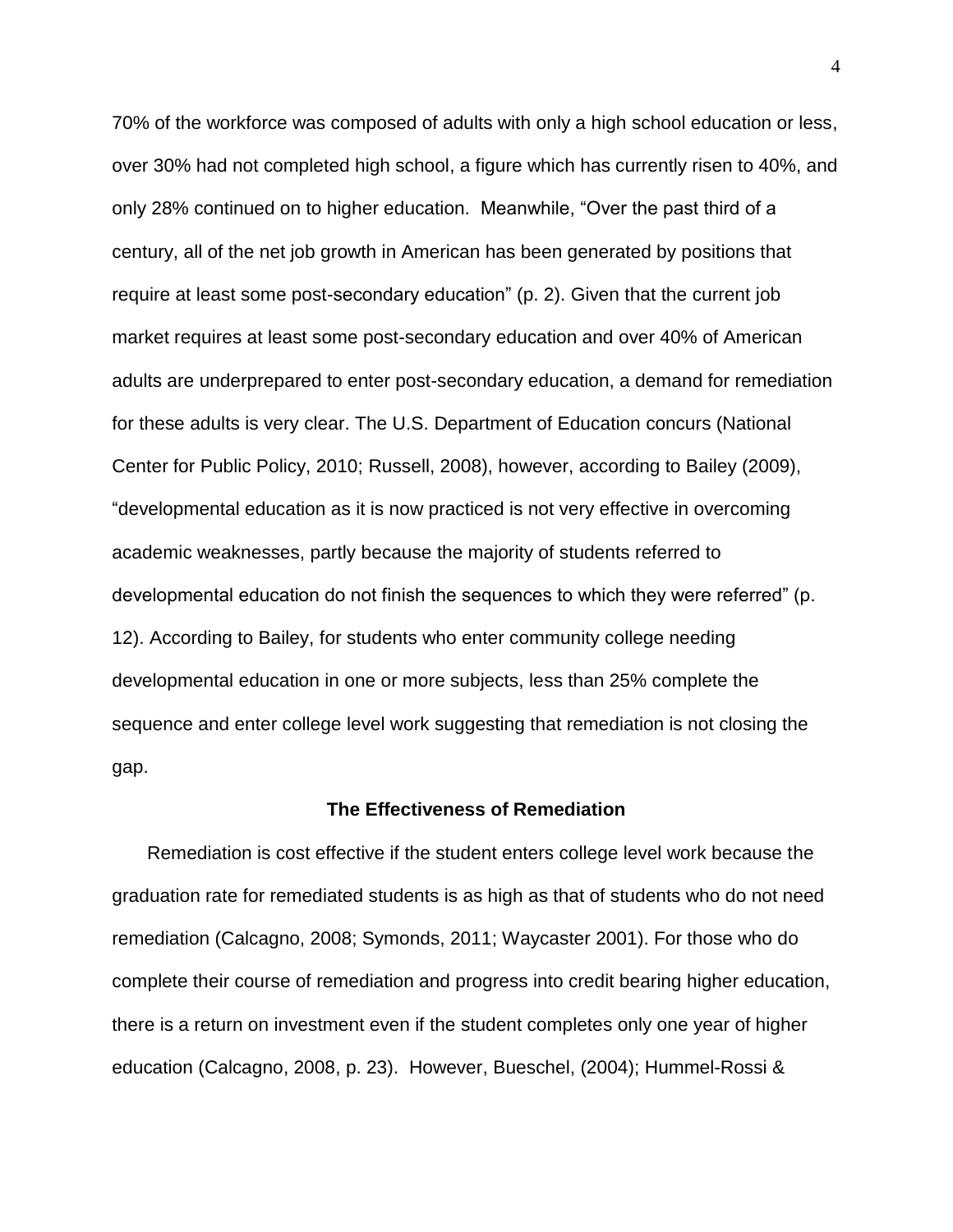70% of the workforce was composed of adults with only a high school education or less, over 30% had not completed high school, a figure which has currently risen to 40%, and only 28% continued on to higher education. Meanwhile, "Over the past third of a century, all of the net job growth in American has been generated by positions that require at least some post-secondary education" (p. 2). Given that the current job market requires at least some post-secondary education and over 40% of American adults are underprepared to enter post-secondary education, a demand for remediation for these adults is very clear. The U.S. Department of Education concurs (National Center for Public Policy, 2010; Russell, 2008), however, according to Bailey (2009), "developmental education as it is now practiced is not very effective in overcoming academic weaknesses, partly because the majority of students referred to developmental education do not finish the sequences to which they were referred" (p. 12). According to Bailey, for students who enter community college needing developmental education in one or more subjects, less than 25% complete the sequence and enter college level work suggesting that remediation is not closing the gap.

## The Effectiveness of Remediation

Remediation is cost effective if the student enters college level work because the graduation rate for remediated students is as high as that of students who do not need remediation (Calcagno, 2008; Symonds, 2011; Waycaster 2001). For those who do complete their course of remediation and progress into credit bearing higher education, there is a return on investment even if the student completes only one year of higher education (Calcagno, 2008, p. 23). However, Bueschel, (2004); Hummel-Rossi &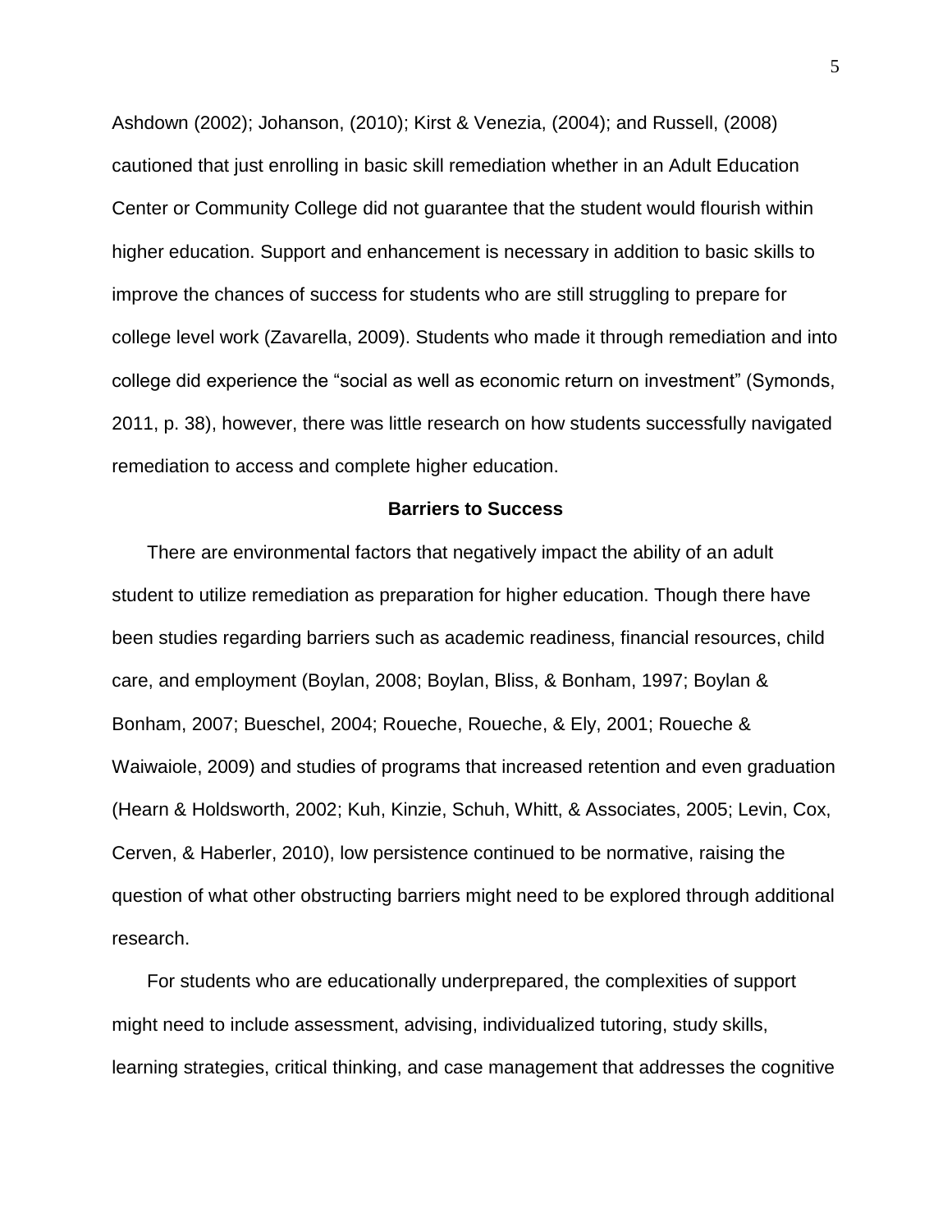Ashdown (2002); Johanson, (2010); Kirst & Venezia, (2004); and Russell, (2008) cautioned that just enrolling in basic skill remediation whether in an Adult Education Center or Community College did not guarantee that the student would flourish within higher education. Support and enhancement is necessary in addition to basic skills to improve the chances of success for students who are still struggling to prepare for college level work (Zavarella, 2009). Students who made it through remediation and into college did experience the "social as well as economic return on investment" (Symonds, 2011, p. 38), however, there was little research on how students successfully navigated remediation to access and complete higher education.

## Barriers to Success

There are environmental factors that negatively impact the ability of an adult student to utilize remediation as preparation for higher education. Though there have been studies regarding barriers such as academic readiness, financial resources, child care, and employment (Boylan, 2008; Boylan, Bliss, & Bonham, 1997; Boylan & Bonham, 2007; Bueschel, 2004; Roueche, Roueche, & Ely, 2001; Roueche & Waiwaiole, 2009) and studies of programs that increased retention and even graduation (Hearn & Holdsworth, 2002; Kuh, Kinzie, Schuh, Whitt, & Associates, 2005; Levin, Cox, Cerven, & Haberler, 2010), low persistence continued to be normative, raising the question of what other obstructing barriers might need to be explored through additional research.

For students who are educationally underprepared, the complexities of support might need to include assessment, advising, individualized tutoring, study skills, learning strategies, critical thinking, and case management that addresses the cognitive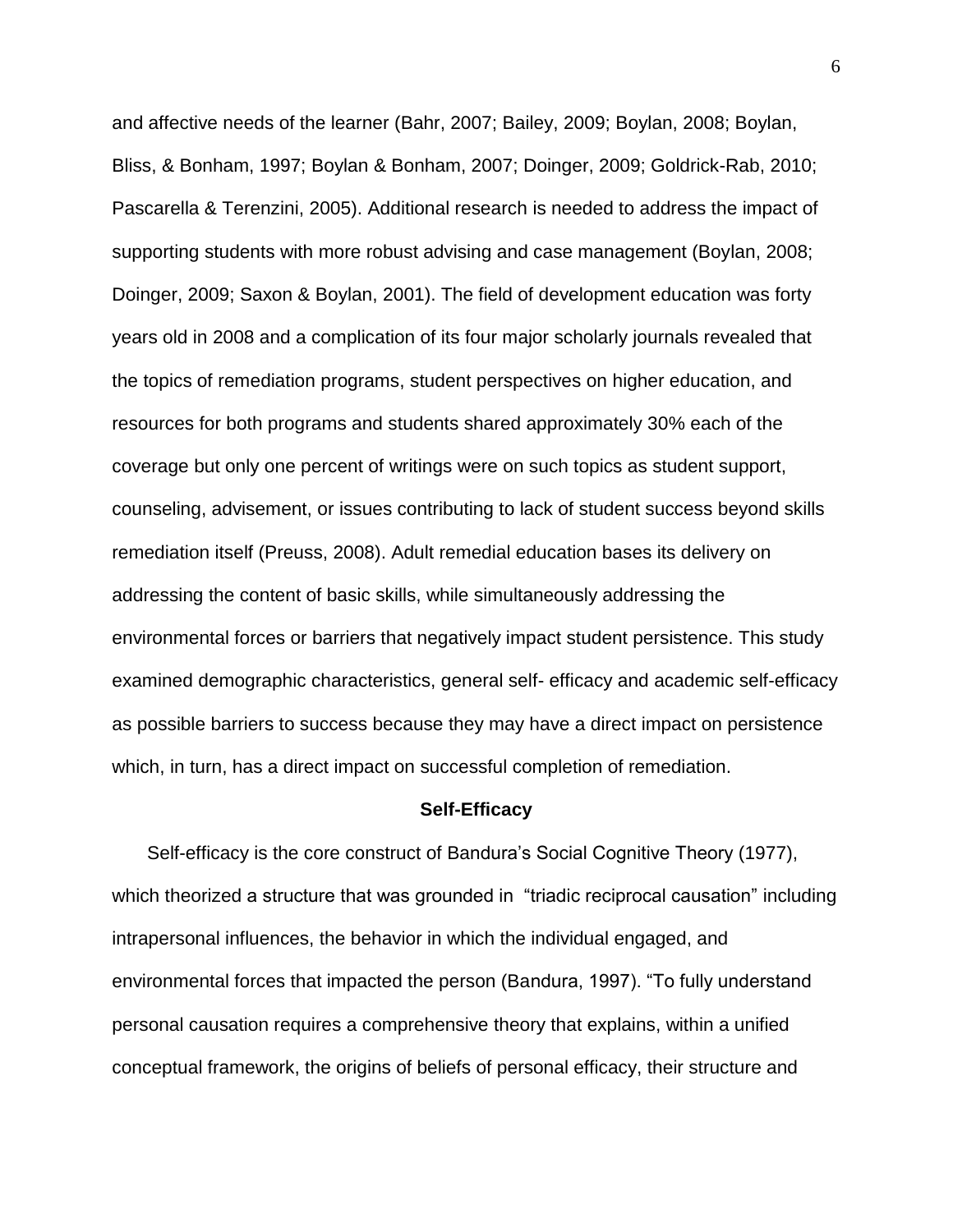and affective needs of the learner (Bahr, 2007; Bailey, 2009; Boylan, 2008; Boylan, Bliss, & Bonham, 1997; Boylan & Bonham, 2007; Doinger, 2009; Goldrick-Rab, 2010; Pascarella & Terenzini, 2005). Additional research is needed to address the impact of supporting students with more robust advising and case management (Boylan, 2008; Doinger, 2009; Saxon & Boylan, 2001). The field of development education was forty years old in 2008 and a complication of its four major scholarly journals revealed that the topics of remediation programs, student perspectives on higher education, and resources for both programs and students shared approximately 30% each of the coverage but only one percent of writings were on such topics as student support, counseling, advisement, or issues contributing to lack of student success beyond skills remediation itself (Preuss, 2008). Adult remedial education bases its delivery on addressing the content of basic skills, while simultaneously addressing the environmental forces or barriers that negatively impact student persistence. This study examined demographic characteristics, general self- efficacy and academic self-efficacy as possible barriers to success because they may have a direct impact on persistence which, in turn, has a direct impact on successful completion of remediation.

## Self-Efficacy

Self-efficacy is the core construct of Bandura's Social Cognitive Theory (1977), which theorized a structure that was grounded in "triadic reciprocal causation" including intrapersonal influences, the behavior in which the individual engaged, and environmental forces that impacted the person (Bandura, 1997). "To fully understand personal causation requires a comprehensive theory that explains, within a unified conceptual framework, the origins of beliefs of personal efficacy, their structure and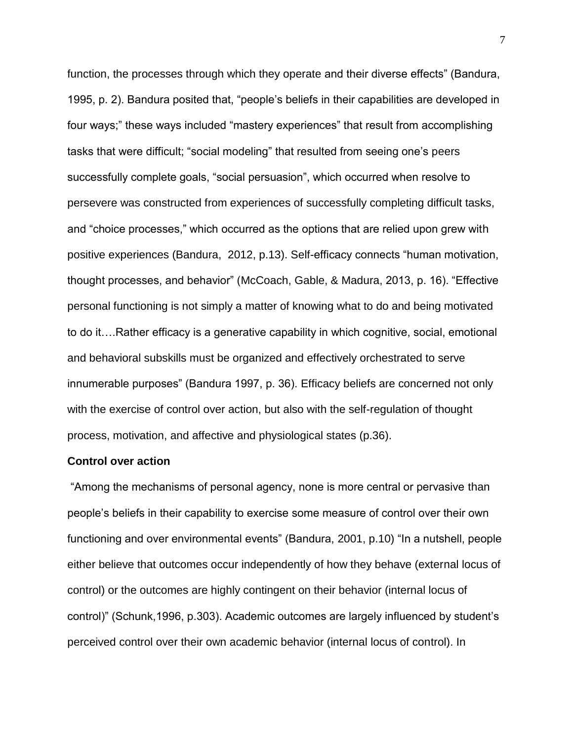function, the processes through which they operate and their diverse effects" (Bandura, 1995, p. 2). Bandura posited that, "people's beliefs in their capabilities are developed in four ways;" these ways included "mastery experiences" that result from accomplishing tasks that were difficult; "social modeling" that resulted from seeing one's peers successfully complete goals, "social persuasion", which occurred when resolve to persevere was constructed from experiences of successfully completing difficult tasks, and "choice processes," which occurred as the options that are relied upon grew with positive experiences (Bandura,  2012, p.13). Self-efficacy connects "human motivation, thought processes, and behavior" (McCoach, Gable, & Madura, 2013, p. 16). "Effective personal functioning is not simply a matter of knowing what to do and being motivated to do it….Rather efficacy is a generative capability in which cognitive, social, emotional and behavioral subskills must be organized and effectively orchestrated to serve innumerable purposes" (Bandura 1997, p. 36). Efficacy beliefs are concerned not only with the exercise of control over action, but also with the self-regulation of thought process, motivation, and affective and physiological states (p.36).

**Control over action**

"Among the mechanisms of personal agency, none is more central or pervasive than people's beliefs in their capability to exercise some measure of control over their own functioning and over environmental events" (Bandura, 2001, p.10) "In a nutshell, people either believe that outcomes occur independently of how they behave (external locus of control) or the outcomes are highly contingent on their behavior (internal locus of control)" (Schunk,1996, p.303). Academic outcomes are largely influenced by student's perceived control over their own academic behavior (internal locus of control). In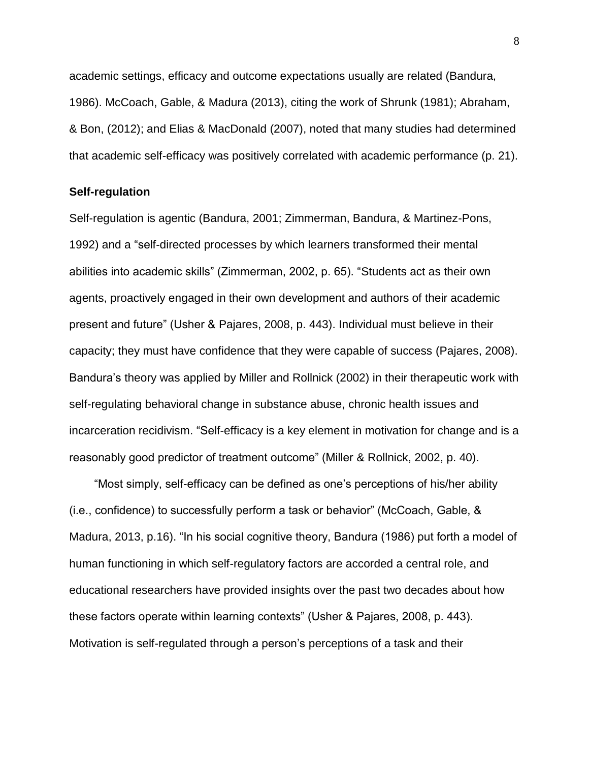academic settings, efficacy and outcome expectations usually are related (Bandura, 1986). McCoach, Gable, & Madura (2013), citing the work of Shrunk (1981); Abraham, & Bon, (2012); and Elias & MacDonald (2007), noted that many studies had determined that academic self-efficacy was positively correlated with academic performance (p. 21).

**Self-regulation**

Self-regulation is agentic (Bandura, 2001; Zimmerman, Bandura, & Martinez-Pons, 1992) and a "self-directed processes by which learners transformed their mental abilities into academic skills" (Zimmerman, 2002, p. 65). "Students act as their own agents, proactively engaged in their own development and authors of their academic present and future" (Usher & Pajares, 2008, p. 443). Individual must believe in their capacity; they must have confidence that they were capable of success (Pajares, 2008). Bandura's theory was applied by Miller and Rollnick (2002) in their therapeutic work with self-regulating behavioral change in substance abuse, chronic health issues and incarceration recidivism. "Self-efficacy is a key element in motivation for change and is a reasonably good predictor of treatment outcome" (Miller & Rollnick, 2002, p. 40).

"Most simply, self-efficacy can be defined as one's perceptions of his/her ability (i.e., confidence) to successfully perform a task or behavior" (McCoach, Gable, & Madura, 2013, p.16). "In his social cognitive theory, Bandura (1986) put forth a model of human functioning in which self-regulatory factors are accorded a central role, and educational researchers have provided insights over the past two decades about how these factors operate within learning contexts" (Usher & Pajares, 2008, p. 443). Motivation is self-regulated through a person's perceptions of a task and their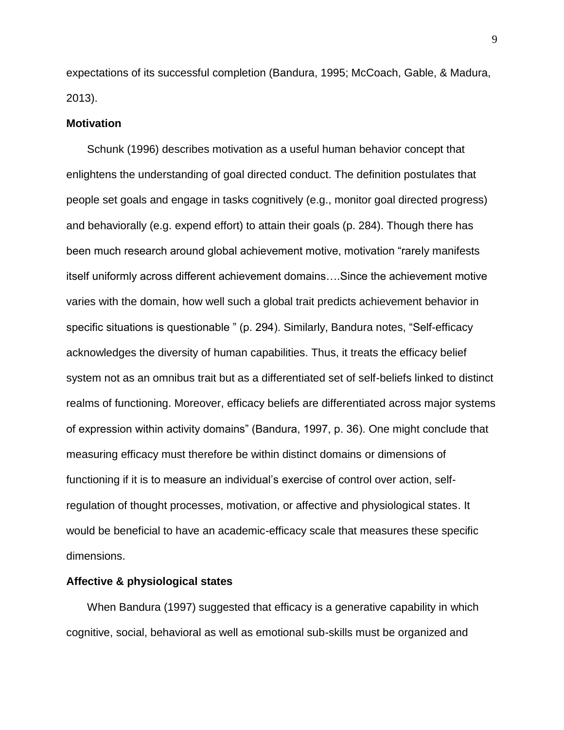expectations of its successful completion (Bandura, 1995; McCoach, Gable, & Madura, 2013).

**Motivation**

Schunk (1996) describes motivation as a useful human behavior concept that enlightens the understanding of goal directed conduct. The definition postulates that people set goals and engage in tasks cognitively (e.g., monitor goal directed progress) and behaviorally (e.g. expend effort) to attain their goals (p. 284). Though there has been much research around global achievement motive, motivation "rarely manifests itself uniformly across different achievement domains….Since the achievement motive varies with the domain, how well such a global trait predicts achievement behavior in specific situations is questionable " (p. 294). Similarly, Bandura notes, "Self-efficacy acknowledges the diversity of human capabilities. Thus, it treats the efficacy belief system not as an omnibus trait but as a differentiated set of self-beliefs linked to distinct realms of functioning. Moreover, efficacy beliefs are differentiated across major systems of expression within activity domains" (Bandura, 1997, p. 36). One might conclude that measuring efficacy must therefore be within distinct domains or dimensions of functioning if it is to measure an individual's exercise of control over action, self-regulation of thought processes, motivation, or affective and physiological states. It would be beneficial to have an academic-efficacy scale that measures these specific dimensions.

**Affective & physiological states**

When Bandura (1997) suggested that efficacy is a generative capability in which cognitive, social, behavioral as well as emotional sub-skills must be organized and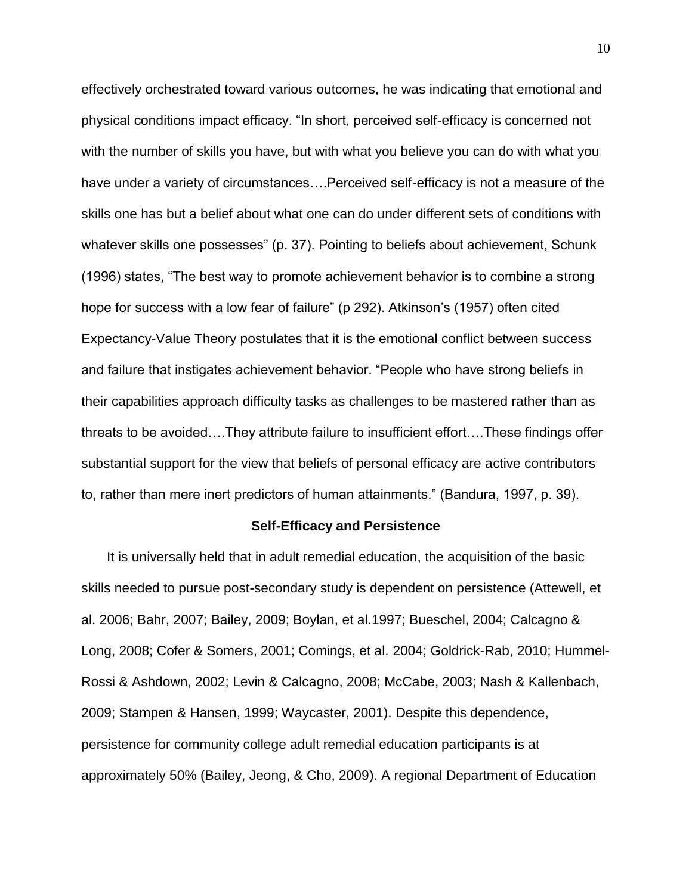effectively orchestrated toward various outcomes, he was indicating that emotional and physical conditions impact efficacy. “In short, perceived self-efficacy is concerned not with the number of skills you have, but with what you believe you can do with what you have under a variety of circumstances….Perceived self-efficacy is not a measure of the skills one has but a belief about what one can do under different sets of conditions with whatever skills one possesses” (p. 37). Pointing to beliefs about achievement, Schunk (1996) states, “The best way to promote achievement behavior is to combine a strong hope for success with a low fear of failure” (p 292). Atkinson’s (1957) often cited Expectancy-Value Theory postulates that it is the emotional conflict between success and failure that instigates achievement behavior. “People who have strong beliefs in their capabilities approach difficulty tasks as challenges to be mastered rather than as threats to be avoided….They attribute failure to insufficient effort….These findings offer substantial support for the view that beliefs of personal efficacy are active contributors to, rather than mere inert predictors of human attainments.” (Bandura, 1997, p. 39).

## Self-Efficacy and Persistence

It is universally held that in adult remedial education, the acquisition of the basic skills needed to pursue post-secondary study is dependent on persistence (Attewell, et al. 2006; Bahr, 2007; Bailey, 2009; Boylan, et al.1997; Bueschel, 2004; Calcagno & Long, 2008; Cofer & Somers, 2001; Comings, et al. 2004; Goldrick-Rab, 2010; Hummel-Rossi & Ashdown, 2002; Levin & Calcagno, 2008; McCabe, 2003; Nash & Kallenbach, 2009; Stampen & Hansen, 1999; Waycaster, 2001). Despite this dependence, persistence for community college adult remedial education participants is at approximately 50% (Bailey, Jeong, & Cho, 2009). A regional Department of Education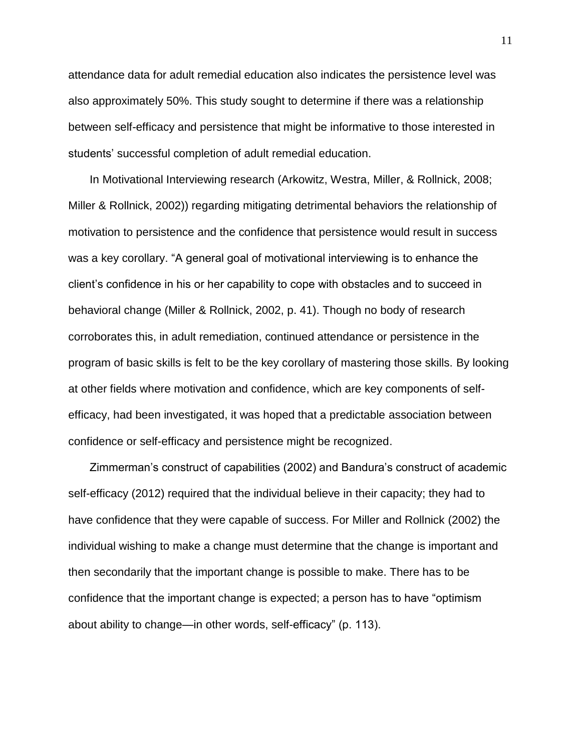attendance data for adult remedial education also indicates the persistence level was also approximately 50%. This study sought to determine if there was a relationship between self-efficacy and persistence that might be informative to those interested in students' successful completion of adult remedial education.

In Motivational Interviewing research (Arkowitz, Westra, Miller, & Rollnick, 2008; Miller & Rollnick, 2002)) regarding mitigating detrimental behaviors the relationship of motivation to persistence and the confidence that persistence would result in success was a key corollary. "A general goal of motivational interviewing is to enhance the client's confidence in his or her capability to cope with obstacles and to succeed in behavioral change (Miller & Rollnick, 2002, p. 41). Though no body of research corroborates this, in adult remediation, continued attendance or persistence in the program of basic skills is felt to be the key corollary of mastering those skills. By looking at other fields where motivation and confidence, which are key components of self-efficacy, had been investigated, it was hoped that a predictable association between confidence or self-efficacy and persistence might be recognized.

Zimmerman's construct of capabilities (2002) and Bandura's construct of academic self-efficacy (2012) required that the individual believe in their capacity; they had to have confidence that they were capable of success. For Miller and Rollnick (2002) the individual wishing to make a change must determine that the change is important and then secondarily that the important change is possible to make. There has to be confidence that the important change is expected; a person has to have "optimism about ability to change—in other words, self-efficacy" (p. 113).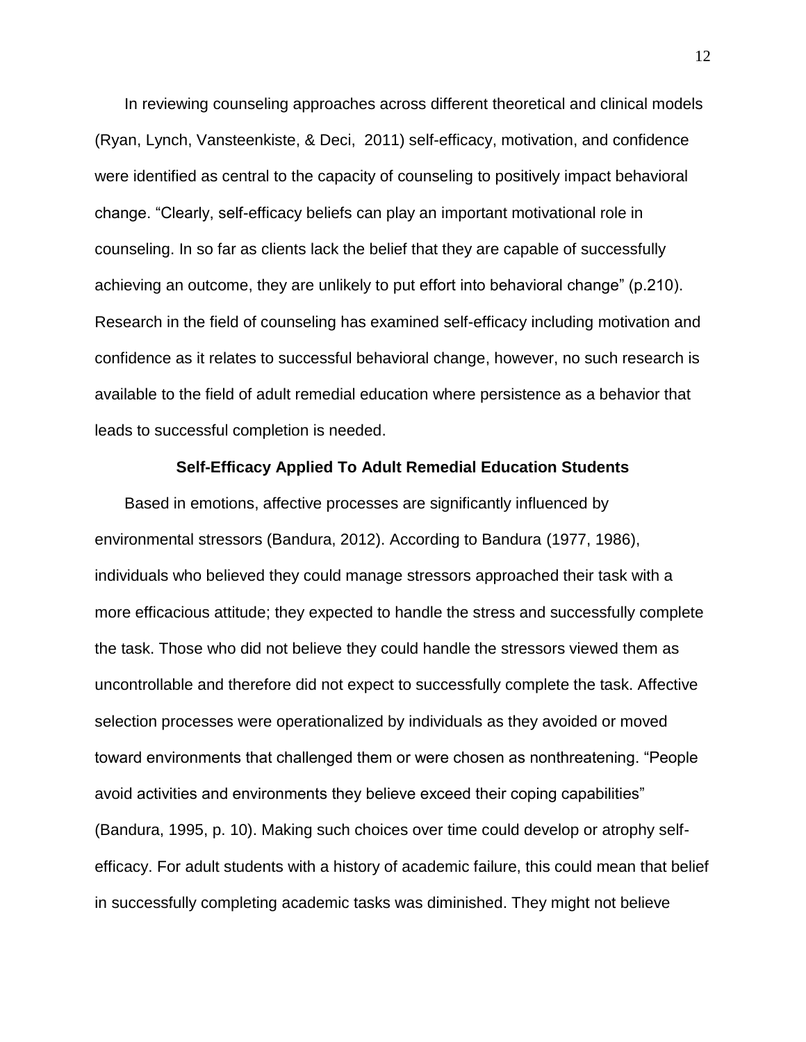In reviewing counseling approaches across different theoretical and clinical models (Ryan, Lynch, Vansteenkiste, & Deci, 2011) self-efficacy, motivation, and confidence were identified as central to the capacity of counseling to positively impact behavioral change. “Clearly, self-efficacy beliefs can play an important motivational role in counseling. In so far as clients lack the belief that they are capable of successfully achieving an outcome, they are unlikely to put effort into behavioral change” (p.210). Research in the field of counseling has examined self-efficacy including motivation and confidence as it relates to successful behavioral change, however, no such research is available to the field of adult remedial education where persistence as a behavior that leads to successful completion is needed.

## Self-Efficacy Applied To Adult Remedial Education Students

Based in emotions, affective processes are significantly influenced by environmental stressors (Bandura, 2012). According to Bandura (1977, 1986), individuals who believed they could manage stressors approached their task with a more efficacious attitude; they expected to handle the stress and successfully complete the task. Those who did not believe they could handle the stressors viewed them as uncontrollable and therefore did not expect to successfully complete the task. Affective selection processes were operationalized by individuals as they avoided or moved toward environments that challenged them or were chosen as nonthreatening. “People avoid activities and environments they believe exceed their coping capabilities” (Bandura, 1995, p. 10). Making such choices over time could develop or atrophy self-efficacy. For adult students with a history of academic failure, this could mean that belief in successfully completing academic tasks was diminished. They might not believe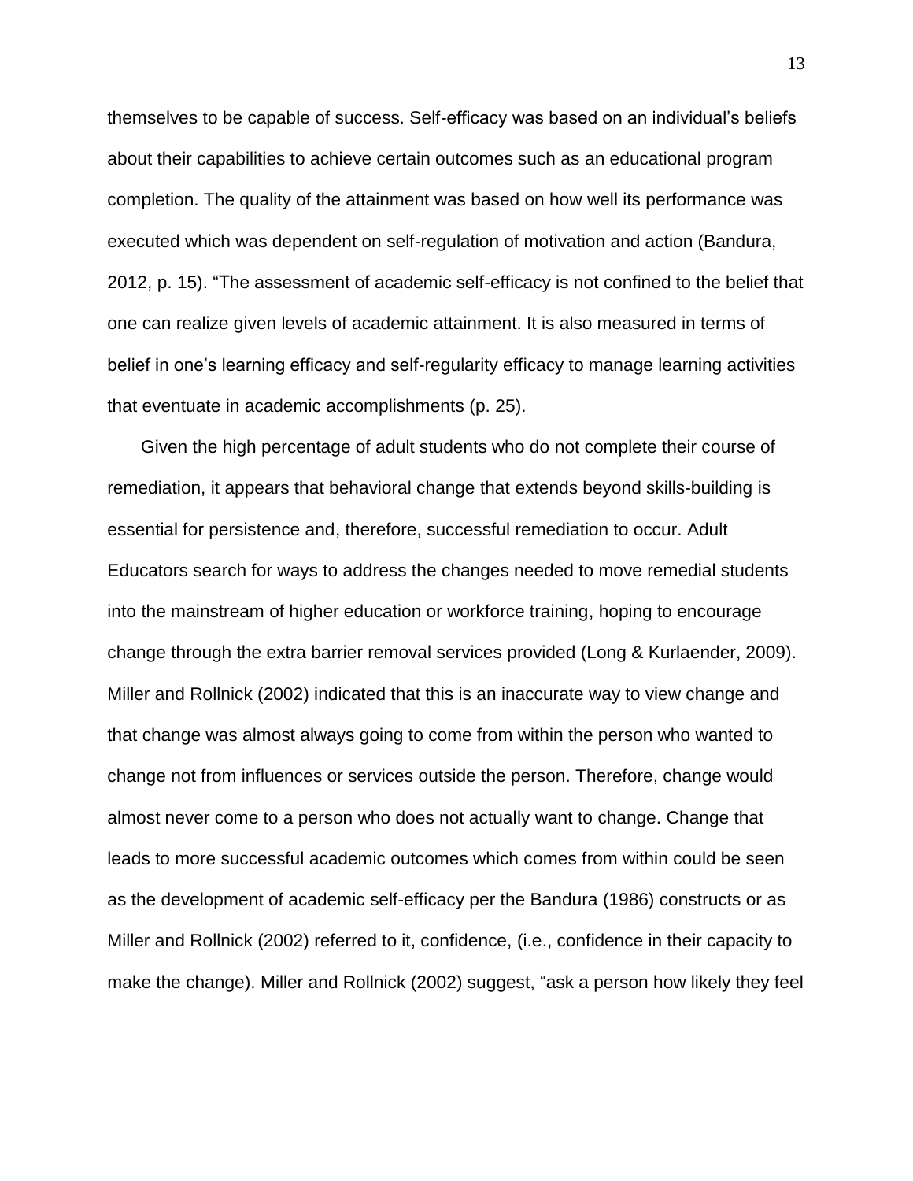themselves to be capable of success. Self-efficacy was based on an individual's beliefs about their capabilities to achieve certain outcomes such as an educational program completion. The quality of the attainment was based on how well its performance was executed which was dependent on self-regulation of motivation and action (Bandura, 2012, p. 15). "The assessment of academic self-efficacy is not confined to the belief that one can realize given levels of academic attainment. It is also measured in terms of belief in one's learning efficacy and self-regularity efficacy to manage learning activities that eventuate in academic accomplishments (p. 25).

Given the high percentage of adult students who do not complete their course of remediation, it appears that behavioral change that extends beyond skills-building is essential for persistence and, therefore, successful remediation to occur. Adult Educators search for ways to address the changes needed to move remedial students into the mainstream of higher education or workforce training, hoping to encourage change through the extra barrier removal services provided (Long & Kurlaender, 2009). Miller and Rollnick (2002) indicated that this is an inaccurate way to view change and that change was almost always going to come from within the person who wanted to change not from influences or services outside the person. Therefore, change would almost never come to a person who does not actually want to change. Change that leads to more successful academic outcomes which comes from within could be seen as the development of academic self-efficacy per the Bandura (1986) constructs or as Miller and Rollnick (2002) referred to it, confidence, (i.e., confidence in their capacity to make the change). Miller and Rollnick (2002) suggest, "ask a person how likely they feel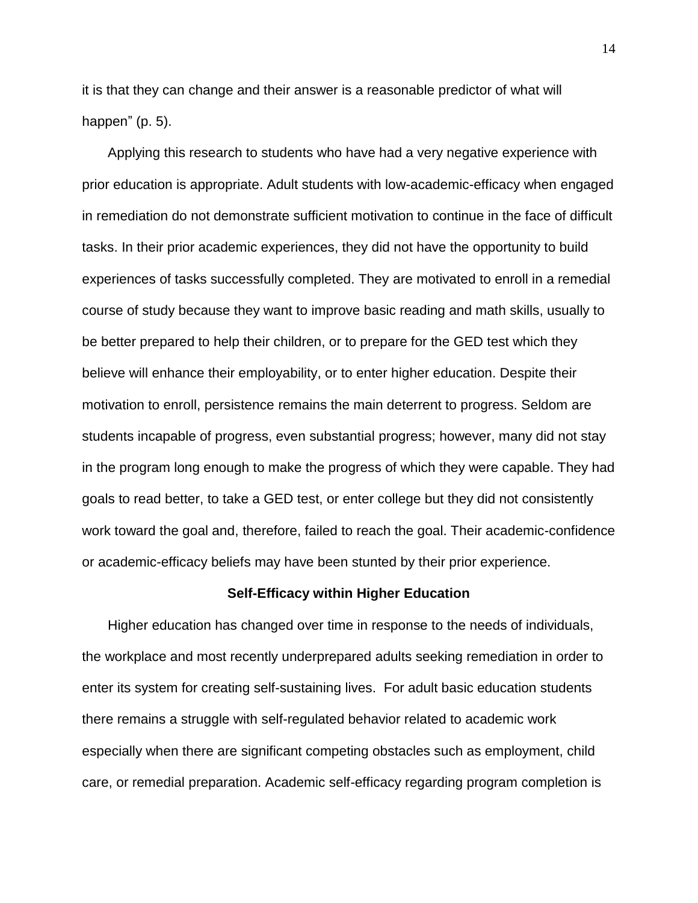it is that they can change and their answer is a reasonable predictor of what will happen" (p. 5).

Applying this research to students who have had a very negative experience with prior education is appropriate. Adult students with low-academic-efficacy when engaged in remediation do not demonstrate sufficient motivation to continue in the face of difficult tasks. In their prior academic experiences, they did not have the opportunity to build experiences of tasks successfully completed. They are motivated to enroll in a remedial course of study because they want to improve basic reading and math skills, usually to be better prepared to help their children, or to prepare for the GED test which they believe will enhance their employability, or to enter higher education. Despite their motivation to enroll, persistence remains the main deterrent to progress. Seldom are students incapable of progress, even substantial progress; however, many did not stay in the program long enough to make the progress of which they were capable. They had goals to read better, to take a GED test, or enter college but they did not consistently work toward the goal and, therefore, failed to reach the goal. Their academic-confidence or academic-efficacy beliefs may have been stunted by their prior experience.

**Self-Efficacy within Higher Education**

Higher education has changed over time in response to the needs of individuals, the workplace and most recently underprepared adults seeking remediation in order to enter its system for creating self-sustaining lives. For adult basic education students there remains a struggle with self-regulated behavior related to academic work especially when there are significant competing obstacles such as employment, child care, or remedial preparation. Academic self-efficacy regarding program completion is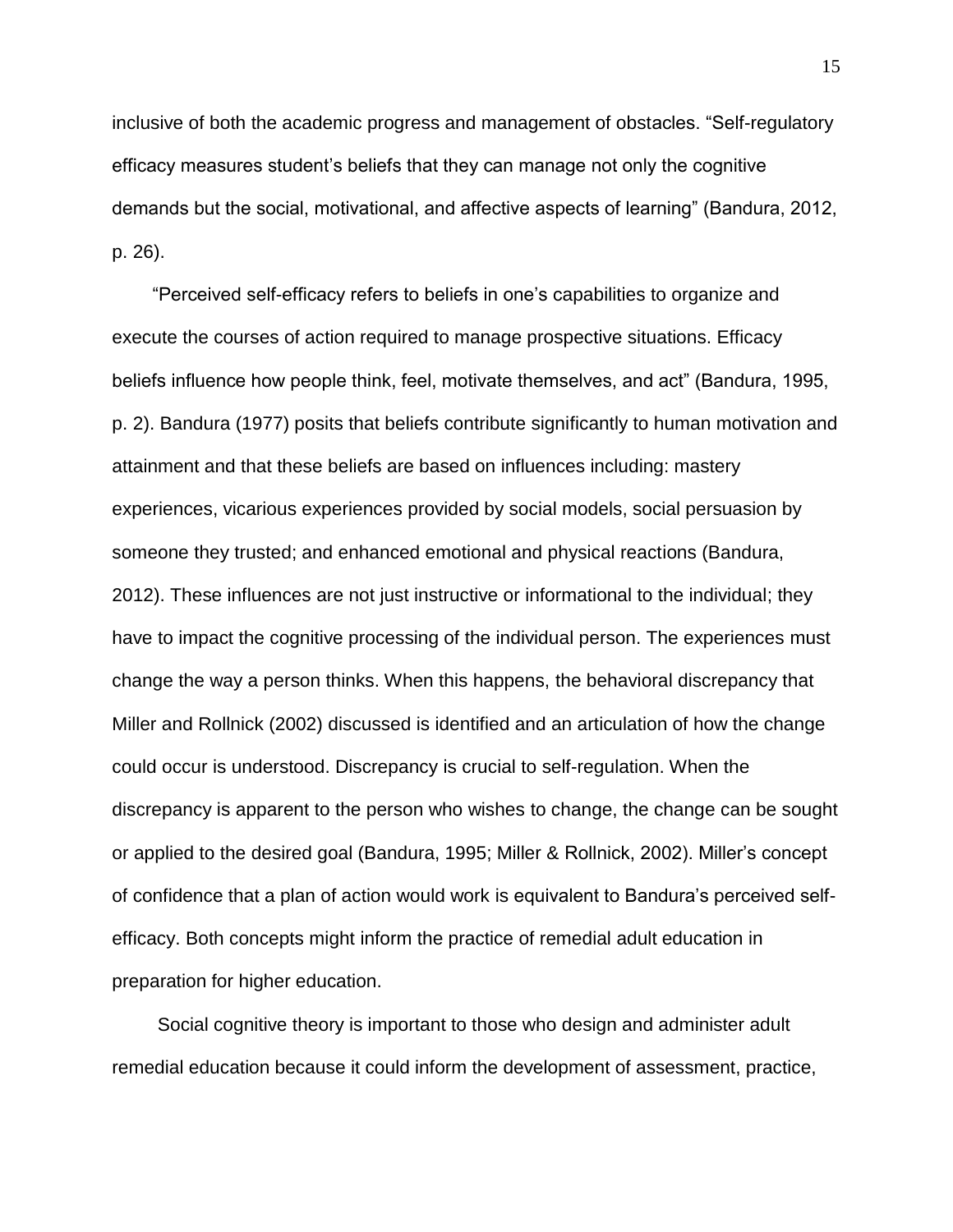inclusive of both the academic progress and management of obstacles. “Self-regulatory efficacy measures student’s beliefs that they can manage not only the cognitive demands but the social, motivational, and affective aspects of learning” (Bandura, 2012, p. 26).

“Perceived self-efficacy refers to beliefs in one’s capabilities to organize and execute the courses of action required to manage prospective situations. Efficacy beliefs influence how people think, feel, motivate themselves, and act” (Bandura, 1995, p. 2). Bandura (1977) posits that beliefs contribute significantly to human motivation and attainment and that these beliefs are based on influences including: mastery experiences, vicarious experiences provided by social models, social persuasion by someone they trusted; and enhanced emotional and physical reactions (Bandura, 2012). These influences are not just instructive or informational to the individual; they have to impact the cognitive processing of the individual person. The experiences must change the way a person thinks. When this happens, the behavioral discrepancy that Miller and Rollnick (2002) discussed is identified and an articulation of how the change could occur is understood. Discrepancy is crucial to self-regulation. When the discrepancy is apparent to the person who wishes to change, the change can be sought or applied to the desired goal (Bandura, 1995; Miller & Rollnick, 2002). Miller’s concept of confidence that a plan of action would work is equivalent to Bandura’s perceived self-efficacy. Both concepts might inform the practice of remedial adult education in preparation for higher education.

Social cognitive theory is important to those who design and administer adult remedial education because it could inform the development of assessment, practice,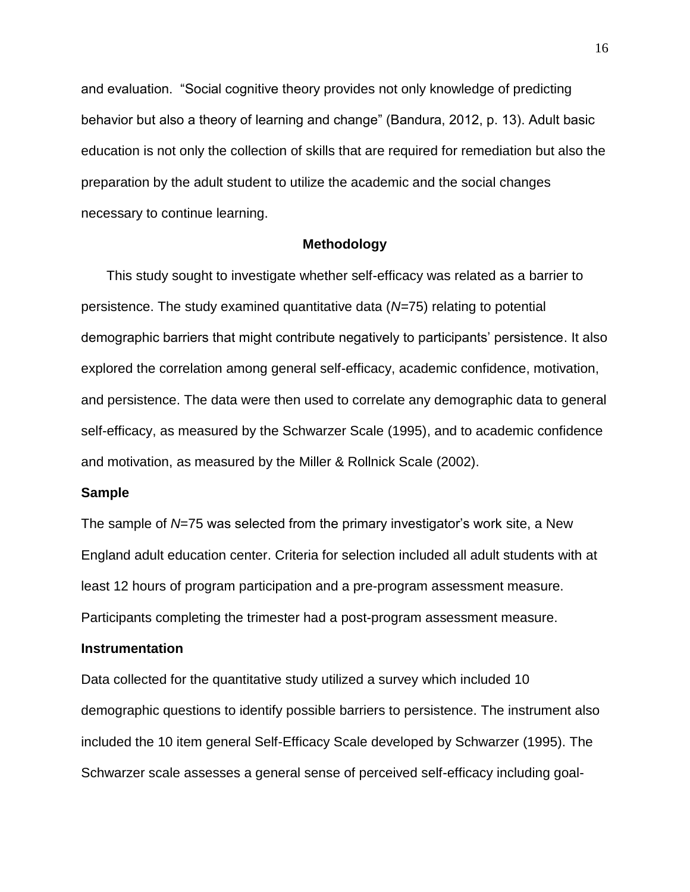and evaluation. "Social cognitive theory provides not only knowledge of predicting behavior but also a theory of learning and change" (Bandura, 2012, p. 13). Adult basic education is not only the collection of skills that are required for remediation but also the preparation by the adult student to utilize the academic and the social changes necessary to continue learning.

## Methodology

This study sought to investigate whether self-efficacy was related as a barrier to persistence. The study examined quantitative data (*N*=75) relating to potential demographic barriers that might contribute negatively to participants' persistence. It also explored the correlation among general self-efficacy, academic confidence, motivation, and persistence. The data were then used to correlate any demographic data to general self-efficacy, as measured by the Schwarzer Scale (1995), and to academic confidence and motivation, as measured by the Miller & Rollnick Scale (2002).

### Sample

The sample of *N*=75 was selected from the primary investigator's work site, a New England adult education center. Criteria for selection included all adult students with at least 12 hours of program participation and a pre-program assessment measure. Participants completing the trimester had a post-program assessment measure.

### Instrumentation

Data collected for the quantitative study utilized a survey which included 10 demographic questions to identify possible barriers to persistence. The instrument also included the 10 item general Self-Efficacy Scale developed by Schwarzer (1995). The Schwarzer scale assesses a general sense of perceived self-efficacy including goal-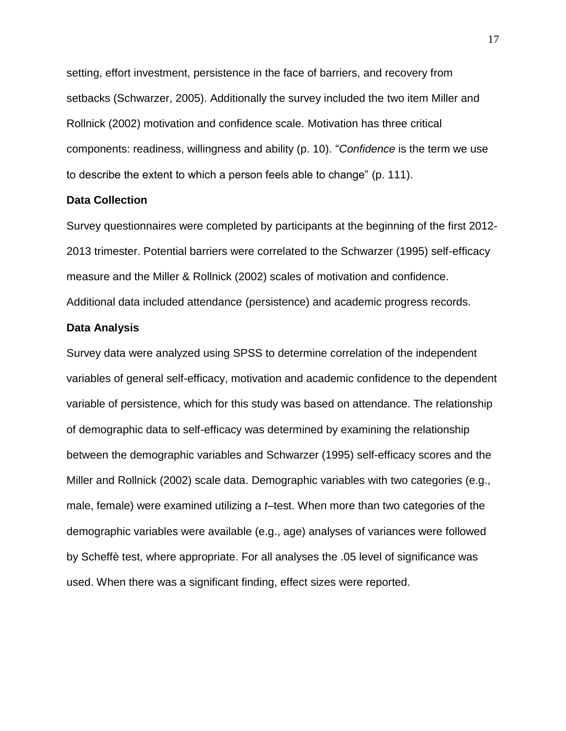setting, effort investment, persistence in the face of barriers, and recovery from setbacks (Schwarzer, 2005). Additionally the survey included the two item Miller and Rollnick (2002) motivation and confidence scale. Motivation has three critical components: readiness, willingness and ability (p. 10). "*Confidence* is the term we use to describe the extent to which a person feels able to change" (p. 111).

**Data Collection**

Survey questionnaires were completed by participants at the beginning of the first 2012-2013 trimester. Potential barriers were correlated to the Schwarzer (1995) self-efficacy measure and the Miller & Rollnick (2002) scales of motivation and confidence. Additional data included attendance (persistence) and academic progress records.

**Data Analysis**

Survey data were analyzed using SPSS to determine correlation of the independent variables of general self-efficacy, motivation and academic confidence to the dependent variable of persistence, which for this study was based on attendance. The relationship of demographic data to self-efficacy was determined by examining the relationship between the demographic variables and Schwarzer (1995) self-efficacy scores and the Miller and Rollnick (2002) scale data. Demographic variables with two categories (e.g., male, female) were examined utilizing a *t*–test. When more than two categories of the demographic variables were available (e.g., age) analyses of variances were followed by Scheffè test, where appropriate. For all analyses the .05 level of significance was used. When there was a significant finding, effect sizes were reported.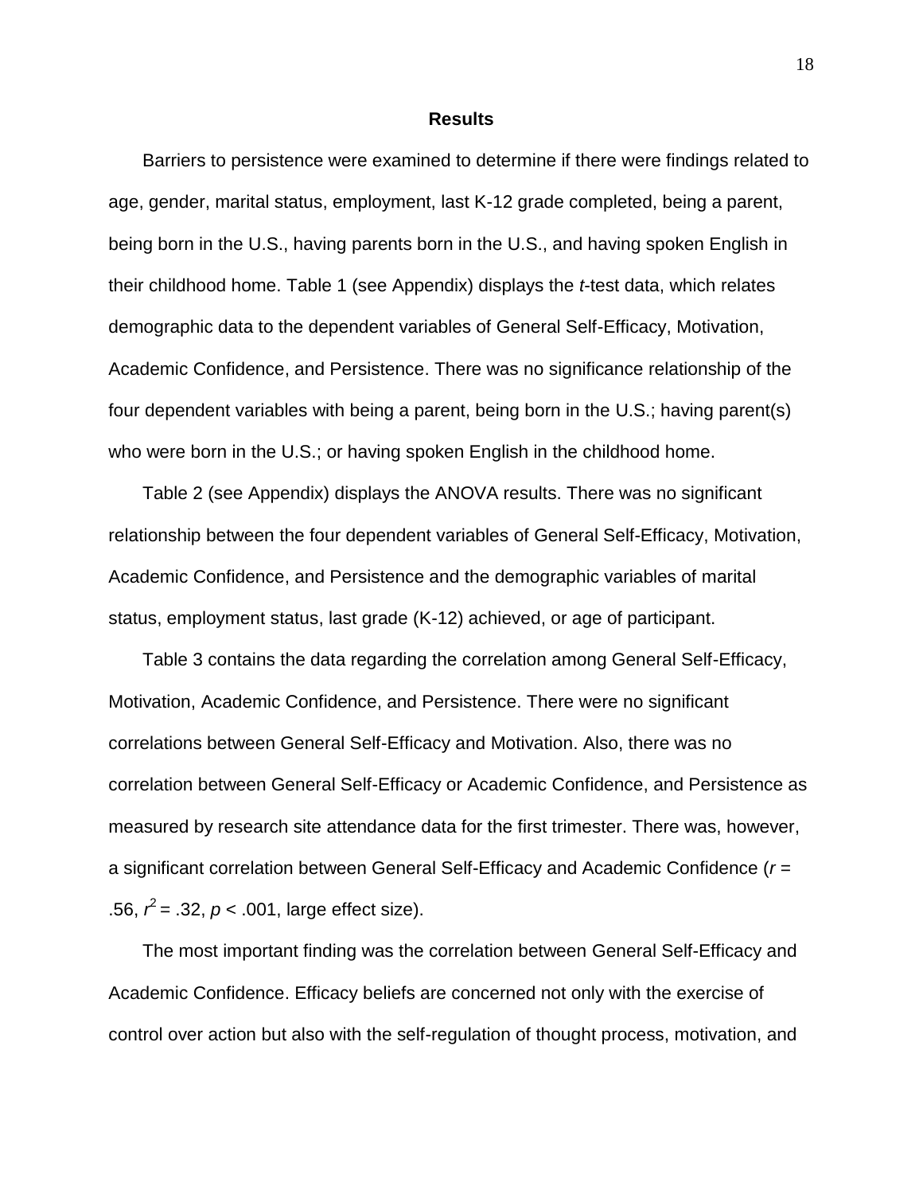# Results

Barriers to persistence were examined to determine if there were findings related to age, gender, marital status, employment, last K-12 grade completed, being a parent, being born in the U.S., having parents born in the U.S., and having spoken English in their childhood home. Table 1 (see Appendix) displays the *t*-test data, which relates demographic data to the dependent variables of General Self-Efficacy, Motivation, Academic Confidence, and Persistence. There was no significance relationship of the four dependent variables with being a parent, being born in the U.S.; having parent(s) who were born in the U.S.; or having spoken English in the childhood home.

Table 2 (see Appendix) displays the ANOVA results. There was no significant relationship between the four dependent variables of General Self-Efficacy, Motivation, Academic Confidence, and Persistence and the demographic variables of marital status, employment status, last grade (K-12) achieved, or age of participant.

Table 3 contains the data regarding the correlation among General Self-Efficacy, Motivation, Academic Confidence, and Persistence. There were no significant correlations between General Self-Efficacy and Motivation. Also, there was no correlation between General Self-Efficacy or Academic Confidence, and Persistence as measured by research site attendance data for the first trimester. There was, however, a significant correlation between General Self-Efficacy and Academic Confidence ($r = .56$, $r^2 = .32$, $p < .001$, large effect size).

The most important finding was the correlation between General Self-Efficacy and Academic Confidence. Efficacy beliefs are concerned not only with the exercise of control over action but also with the self-regulation of thought process, motivation, and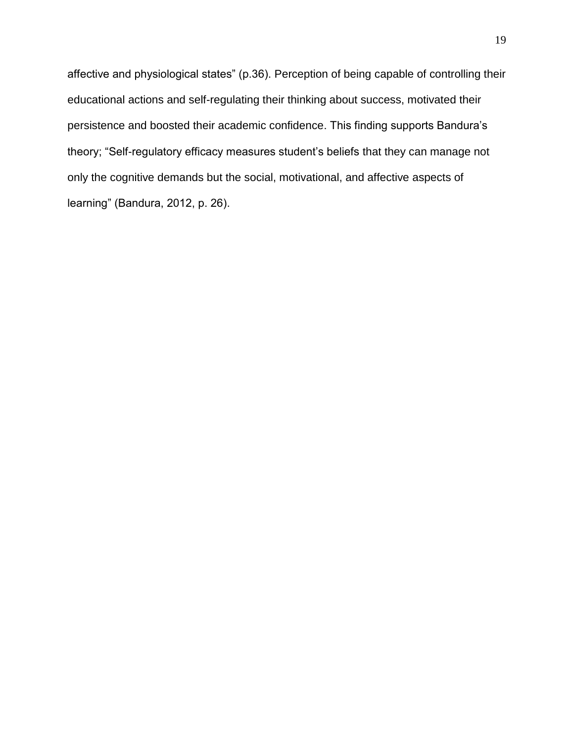affective and physiological states" (p.36). Perception of being capable of controlling their educational actions and self-regulating their thinking about success, motivated their persistence and boosted their academic confidence. This finding supports Bandura's theory; "Self-regulatory efficacy measures student's beliefs that they can manage not only the cognitive demands but the social, motivational, and affective aspects of learning" (Bandura, 2012, p. 26).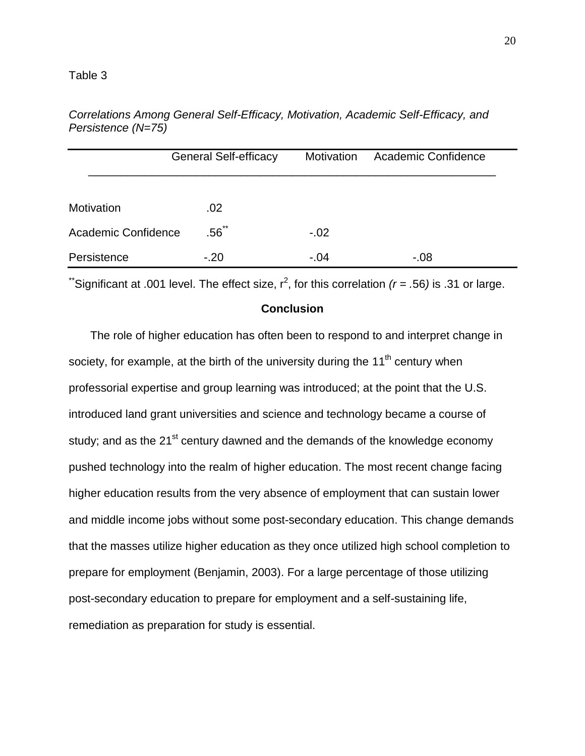Table 3

*Correlations Among General Self-Efficacy, Motivation, Academic Self-Efficacy, and Persistence (N=75)*

| | General Self-efficacy | Motivation | Academic Confidence |
|---|---|---|---|
| Motivation | .02 | | |
| Academic Confidence | .56** | -.02 | |
| Persistence | -.20 | -.04 | -.08 |

**Significant at .001 level. The effect size, $r^2$, for this correlation *($r$ = .56)* is .31 or large.

## Conclusion

The role of higher education has often been to respond to and interpret change in society, for example, at the birth of the university during the 11th century when professorial expertise and group learning was introduced; at the point that the U.S. introduced land grant universities and science and technology became a course of study; and as the 21st century dawned and the demands of the knowledge economy pushed technology into the realm of higher education. The most recent change facing higher education results from the very absence of employment that can sustain lower and middle income jobs without some post-secondary education. This change demands that the masses utilize higher education as they once utilized high school completion to prepare for employment (Benjamin, 2003). For a large percentage of those utilizing post-secondary education to prepare for employment and a self-sustaining life, remediation as preparation for study is essential.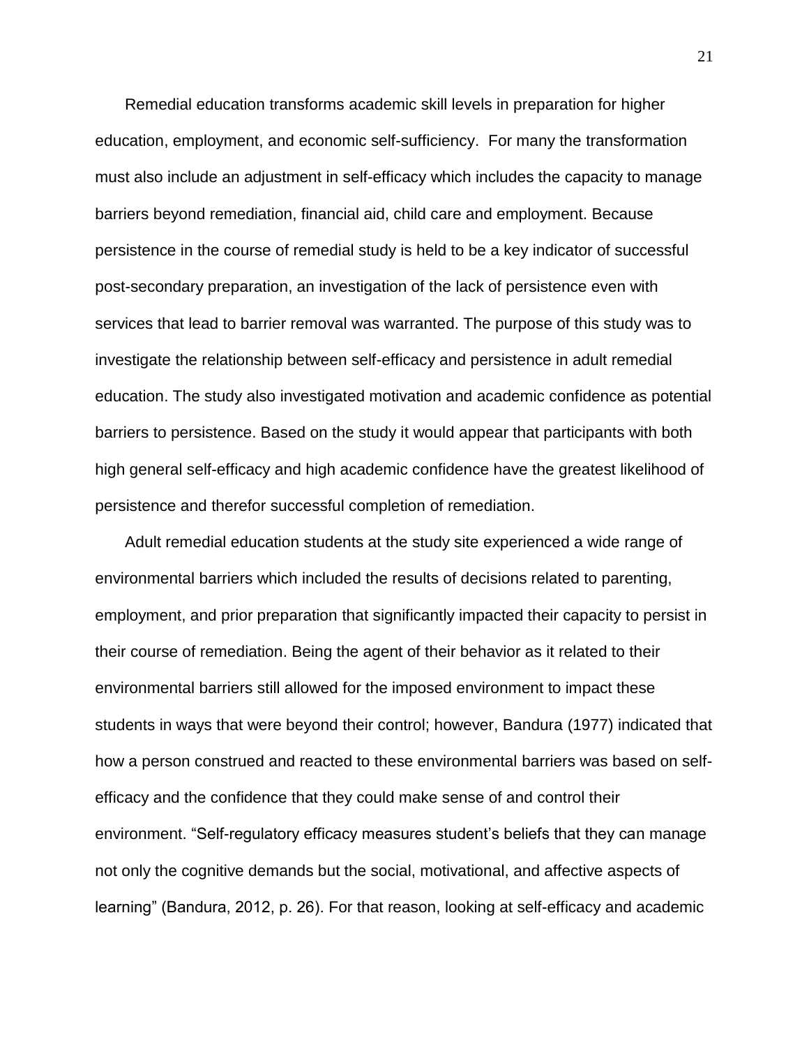Remedial education transforms academic skill levels in preparation for higher education, employment, and economic self-sufficiency. For many the transformation must also include an adjustment in self-efficacy which includes the capacity to manage barriers beyond remediation, financial aid, child care and employment. Because persistence in the course of remedial study is held to be a key indicator of successful post-secondary preparation, an investigation of the lack of persistence even with services that lead to barrier removal was warranted. The purpose of this study was to investigate the relationship between self-efficacy and persistence in adult remedial education. The study also investigated motivation and academic confidence as potential barriers to persistence. Based on the study it would appear that participants with both high general self-efficacy and high academic confidence have the greatest likelihood of persistence and therefor successful completion of remediation.

Adult remedial education students at the study site experienced a wide range of environmental barriers which included the results of decisions related to parenting, employment, and prior preparation that significantly impacted their capacity to persist in their course of remediation. Being the agent of their behavior as it related to their environmental barriers still allowed for the imposed environment to impact these students in ways that were beyond their control; however, Bandura (1977) indicated that how a person construed and reacted to these environmental barriers was based on self-efficacy and the confidence that they could make sense of and control their environment. "Self-regulatory efficacy measures student's beliefs that they can manage not only the cognitive demands but the social, motivational, and affective aspects of learning" (Bandura, 2012, p. 26). For that reason, looking at self-efficacy and academic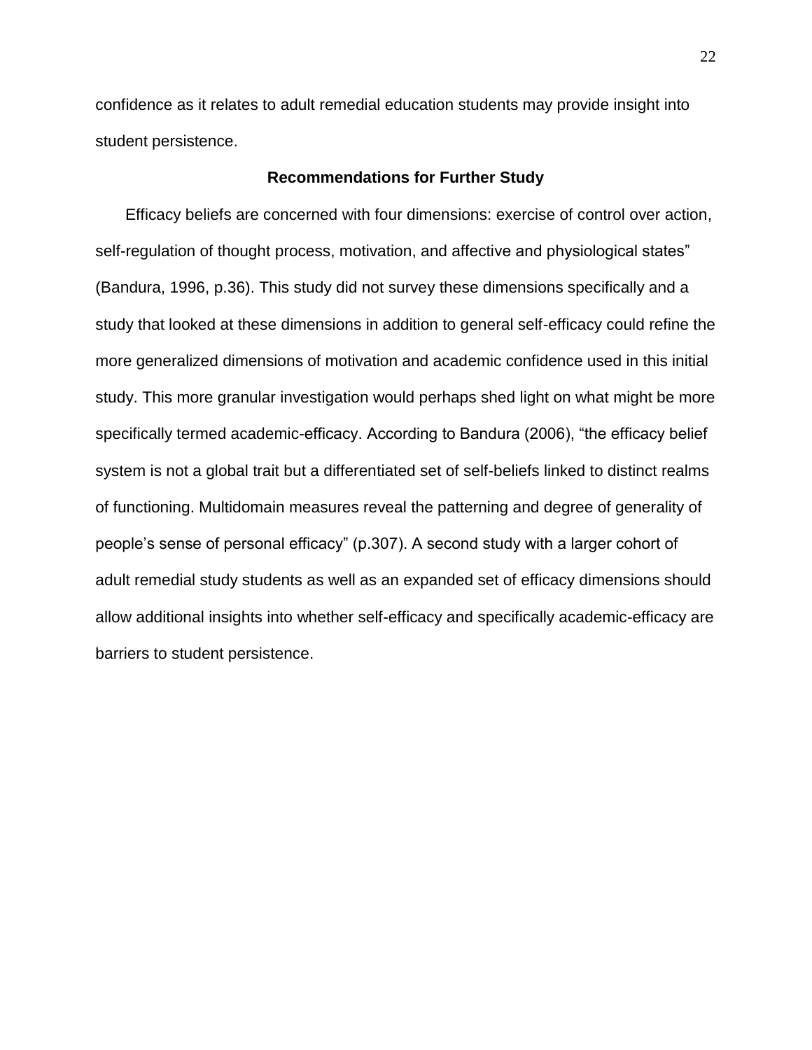confidence as it relates to adult remedial education students may provide insight into student persistence.

## Recommendations for Further Study

Efficacy beliefs are concerned with four dimensions: exercise of control over action, self-regulation of thought process, motivation, and affective and physiological states" (Bandura, 1996, p.36). This study did not survey these dimensions specifically and a study that looked at these dimensions in addition to general self-efficacy could refine the more generalized dimensions of motivation and academic confidence used in this initial study. This more granular investigation would perhaps shed light on what might be more specifically termed academic-efficacy. According to Bandura (2006), "the efficacy belief system is not a global trait but a differentiated set of self-beliefs linked to distinct realms of functioning. Multidomain measures reveal the patterning and degree of generality of people's sense of personal efficacy" (p.307). A second study with a larger cohort of adult remedial study students as well as an expanded set of efficacy dimensions should allow additional insights into whether self-efficacy and specifically academic-efficacy are barriers to student persistence.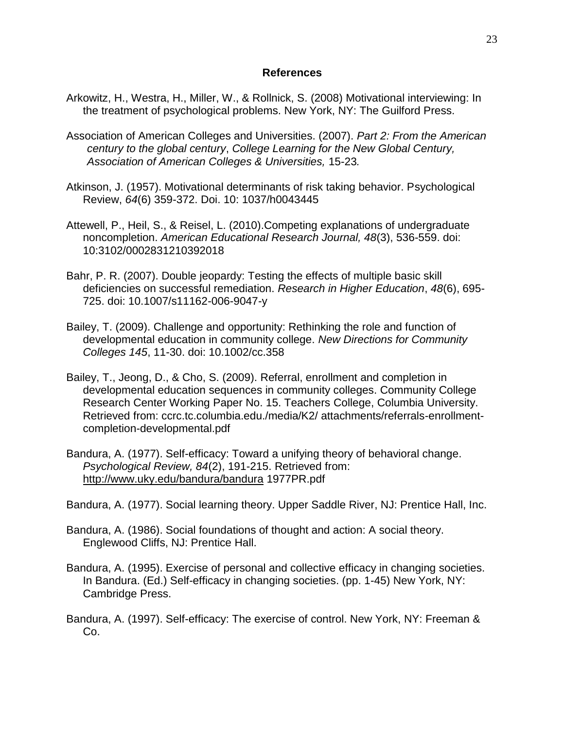# References

Arkowitz, H., Westra, H., Miller, W., & Rollnick, S. (2008) Motivational interviewing: In the treatment of psychological problems. New York, NY: The Guilford Press.

Association of American Colleges and Universities. (2007). *Part 2: From the American century to the global century*, *College Learning for the New Global Century, Association of American Colleges & Universities,* 15-23*.*

Atkinson, J. (1957). Motivational determinants of risk taking behavior. Psychological Review, *64*(6) 359-372. Doi. 10: 1037/h0043445

Attewell, P., Heil, S., & Reisel, L. (2010).Competing explanations of undergraduate noncompletion. *American Educational Research Journal, 48*(3), 536-559. doi: 10:3102/0002831210392018

Bahr, P. R. (2007). Double jeopardy: Testing the effects of multiple basic skill deficiencies on successful remediation. *Research in Higher Education*, *48*(6), 695-725. doi: 10.1007/s11162-006-9047-y

Bailey, T. (2009). Challenge and opportunity: Rethinking the role and function of developmental education in community college. *New Directions for Community Colleges 145*, 11-30. doi: 10.1002/cc.358

Bailey, T., Jeong, D., & Cho, S. (2009). Referral, enrollment and completion in developmental education sequences in community colleges. Community College Research Center Working Paper No. 15. Teachers College, Columbia University. Retrieved from: ccrc.tc.columbia.edu./media/K2/ attachments/referrals-enrollment-completion-developmental.pdf

Bandura, A. (1977). Self-efficacy: Toward a unifying theory of behavioral change. *Psychological Review, 84*(2), 191-215. Retrieved from: http://www.uky.edu/bandura/bandura 1977PR.pdf

Bandura, A. (1977). Social learning theory. Upper Saddle River, NJ: Prentice Hall, Inc.

Bandura, A. (1986). Social foundations of thought and action: A social theory. Englewood Cliffs, NJ: Prentice Hall.

Bandura, A. (1995). Exercise of personal and collective efficacy in changing societies. In Bandura. (Ed.) Self-efficacy in changing societies. (pp. 1-45) New York, NY: Cambridge Press.

Bandura, A. (1997). Self-efficacy: The exercise of control. New York, NY: Freeman & Co.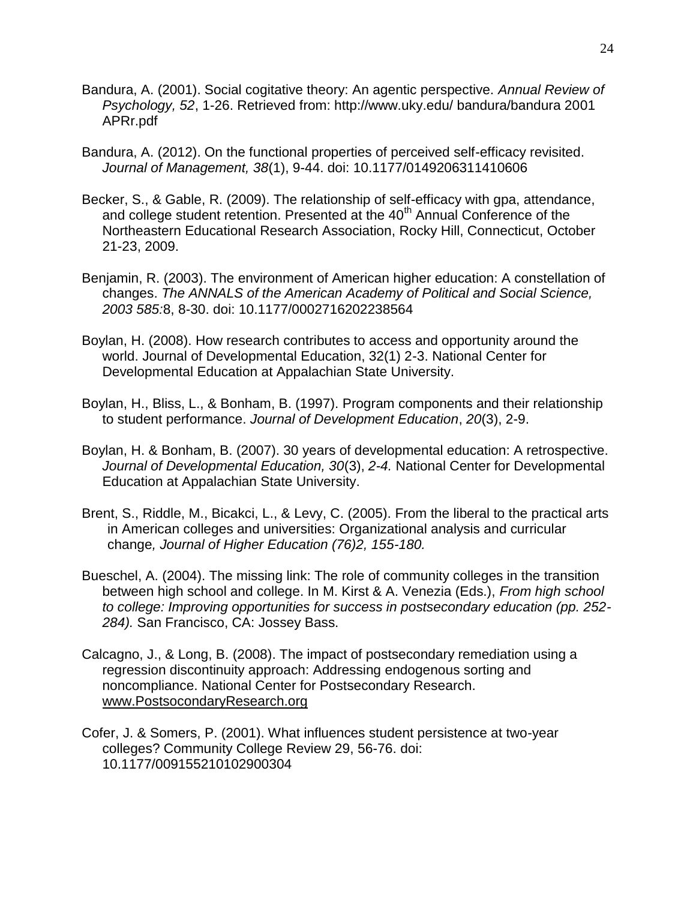Bandura, A. (2001). Social cogitative theory: An agentic perspective. *Annual Review of Psychology, 52*, 1-26. Retrieved from: http://www.uky.edu/ bandura/bandura 2001 APRr.pdf

Bandura, A. (2012). On the functional properties of perceived self-efficacy revisited. *Journal of Management, 38*(1), 9-44. doi: 10.1177/0149206311410606

Becker, S., & Gable, R. (2009). The relationship of self-efficacy with gpa, attendance, and college student retention. Presented at the 40th Annual Conference of the Northeastern Educational Research Association, Rocky Hill, Connecticut, October 21-23, 2009.

Benjamin, R. (2003). The environment of American higher education: A constellation of changes. *The ANNALS of the American Academy of Political and Social Science, 2003 585:*8, 8-30. doi: 10.1177/0002716202238564

Boylan, H. (2008). How research contributes to access and opportunity around the world. Journal of Developmental Education, 32(1) 2-3. National Center for Developmental Education at Appalachian State University.

Boylan, H., Bliss, L., & Bonham, B. (1997). Program components and their relationship to student performance. *Journal of Development Education*, *20*(3), 2-9.

Boylan, H. & Bonham, B. (2007). 30 years of developmental education: A retrospective. *Journal of Developmental Education, 30*(3), *2-4.* National Center for Developmental Education at Appalachian State University.

Brent, S., Riddle, M., Bicakci, L., & Levy, C. (2005). From the liberal to the practical arts in American colleges and universities: Organizational analysis and curricular change*, Journal of Higher Education (76)2, 155-180.*

Bueschel, A. (2004). The missing link: The role of community colleges in the transition between high school and college. In M. Kirst & A. Venezia (Eds.), *From high school to college: Improving opportunities for success in postsecondary education (pp. 252-284).* San Francisco, CA: Jossey Bass.

Calcagno, J., & Long, B. (2008). The impact of postsecondary remediation using a regression discontinuity approach: Addressing endogenous sorting and noncompliance. National Center for Postsecondary Research. www.PostsocondaryResearch.org

Cofer, J. & Somers, P. (2001). What influences student persistence at two-year colleges? Community College Review 29, 56-76. doi: 10.1177/009155210102900304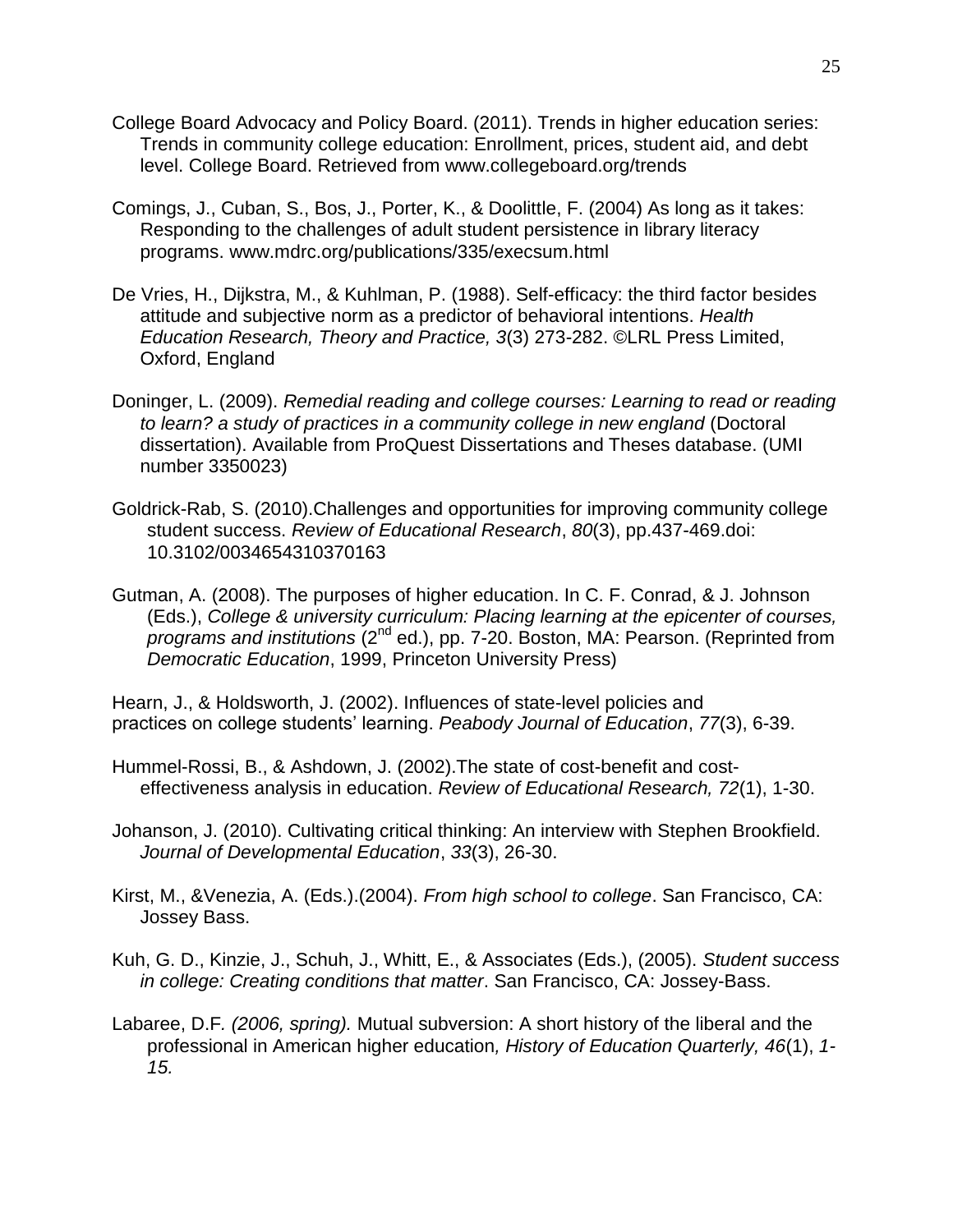College Board Advocacy and Policy Board. (2011). Trends in higher education series: Trends in community college education: Enrollment, prices, student aid, and debt level. College Board. Retrieved from www.collegeboard.org/trends

Comings, J., Cuban, S., Bos, J., Porter, K., & Doolittle, F. (2004) As long as it takes: Responding to the challenges of adult student persistence in library literacy programs. www.mdrc.org/publications/335/execsum.html

De Vries, H., Dijkstra, M., & Kuhlman, P. (1988). Self-efficacy: the third factor besides attitude and subjective norm as a predictor of behavioral intentions. *Health Education Research, Theory and Practice, 3*(3) 273-282. ©LRL Press Limited, Oxford, England

Doninger, L. (2009). *Remedial reading and college courses: Learning to read or reading to learn? a study of practices in a community college in new england* (Doctoral dissertation). Available from ProQuest Dissertations and Theses database. (UMI number 3350023)

Goldrick-Rab, S. (2010).Challenges and opportunities for improving community college student success. *Review of Educational Research*, *80*(3), pp.437-469.doi: 10.3102/0034654310370163

Gutman, A. (2008). The purposes of higher education. In C. F. Conrad, & J. Johnson (Eds.), *College & university curriculum: Placing learning at the epicenter of courses, programs and institutions* (2nd ed.), pp. 7-20. Boston, MA: Pearson. (Reprinted from *Democratic Education*, 1999, Princeton University Press)

Hearn, J., & Holdsworth, J. (2002). Influences of state-level policies and practices on college students' learning. *Peabody Journal of Education*, *77*(3), 6-39.

Hummel-Rossi, B., & Ashdown, J. (2002).The state of cost-benefit and cost-effectiveness analysis in education. *Review of Educational Research, 72*(1), 1-30.

Johanson, J. (2010). Cultivating critical thinking: An interview with Stephen Brookfield. *Journal of Developmental Education*, *33*(3), 26-30.

Kirst, M., &Venezia, A. (Eds.).(2004). *From high school to college*. San Francisco, CA: Jossey Bass.

Kuh, G. D., Kinzie, J., Schuh, J., Whitt, E., & Associates (Eds.), (2005). *Student success in college: Creating conditions that matter*. San Francisco, CA: Jossey-Bass.

Labaree, D.F. *(2006, spring).* Mutual subversion: A short history of the liberal and the professional in American higher education*, History of Education Quarterly, 46*(1), *1-15.*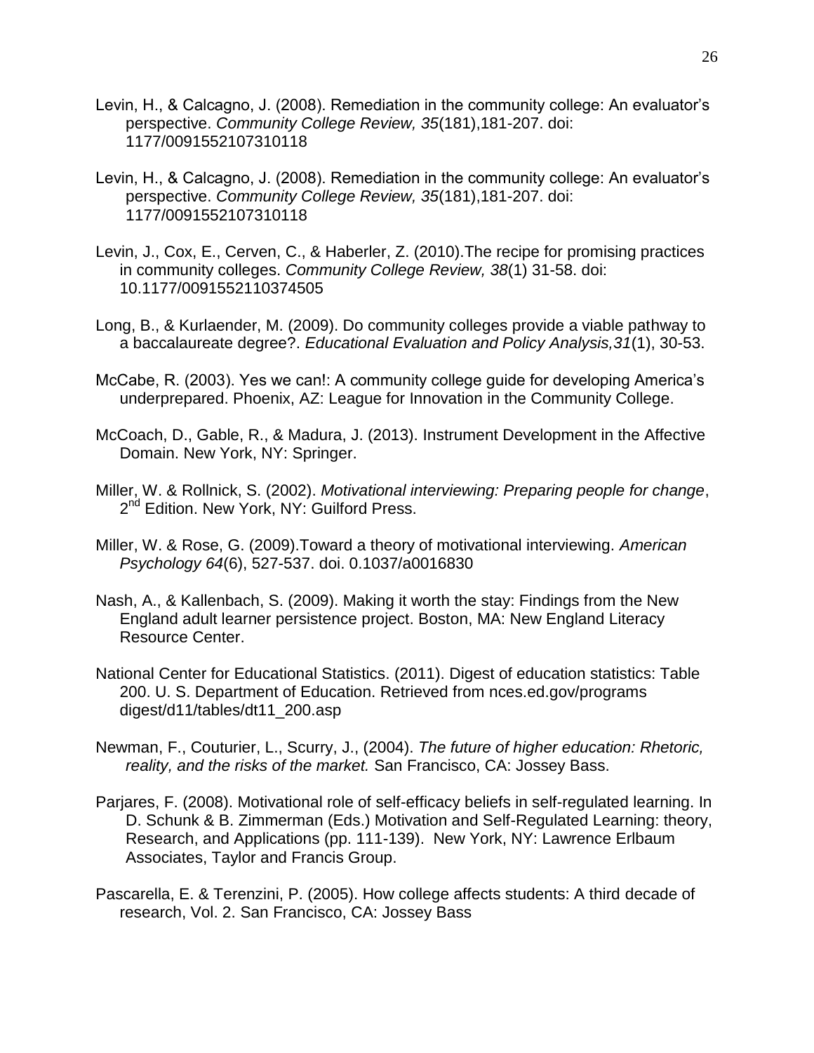Levin, H., & Calcagno, J. (2008). Remediation in the community college: An evaluator's perspective. *Community College Review, 35*(181),181-207. doi: 1177/0091552107310118

Levin, H., & Calcagno, J. (2008). Remediation in the community college: An evaluator's perspective. *Community College Review, 35*(181),181-207. doi: 1177/0091552107310118

Levin, J., Cox, E., Cerven, C., & Haberler, Z. (2010).The recipe for promising practices in community colleges. *Community College Review, 38*(1) 31-58. doi: 10.1177/0091552110374505

Long, B., & Kurlaender, M. (2009). Do community colleges provide a viable pathway to a baccalaureate degree?. *Educational Evaluation and Policy Analysis,31*(1), 30-53.

McCabe, R. (2003). Yes we can!: A community college guide for developing America's underprepared. Phoenix, AZ: League for Innovation in the Community College.

McCoach, D., Gable, R., & Madura, J. (2013). Instrument Development in the Affective Domain. New York, NY: Springer.

Miller, W. & Rollnick, S. (2002). *Motivational interviewing: Preparing people for change*, 2nd Edition. New York, NY: Guilford Press.

Miller, W. & Rose, G. (2009).Toward a theory of motivational interviewing. *American Psychology 64*(6), 527-537. doi. 0.1037/a0016830

Nash, A., & Kallenbach, S. (2009). Making it worth the stay: Findings from the New England adult learner persistence project. Boston, MA: New England Literacy Resource Center.

National Center for Educational Statistics. (2011). Digest of education statistics: Table 200. U. S. Department of Education. Retrieved from nces.ed.gov/programs digest/d11/tables/dt11_200.asp

Newman, F., Couturier, L., Scurry, J., (2004). *The future of higher education: Rhetoric, reality, and the risks of the market.* San Francisco, CA: Jossey Bass.

Parjares, F. (2008). Motivational role of self-efficacy beliefs in self-regulated learning. In D. Schunk & B. Zimmerman (Eds.) Motivation and Self-Regulated Learning: theory, Research, and Applications (pp. 111-139). New York, NY: Lawrence Erlbaum Associates, Taylor and Francis Group.

Pascarella, E. & Terenzini, P. (2005). How college affects students: A third decade of research, Vol. 2. San Francisco, CA: Jossey Bass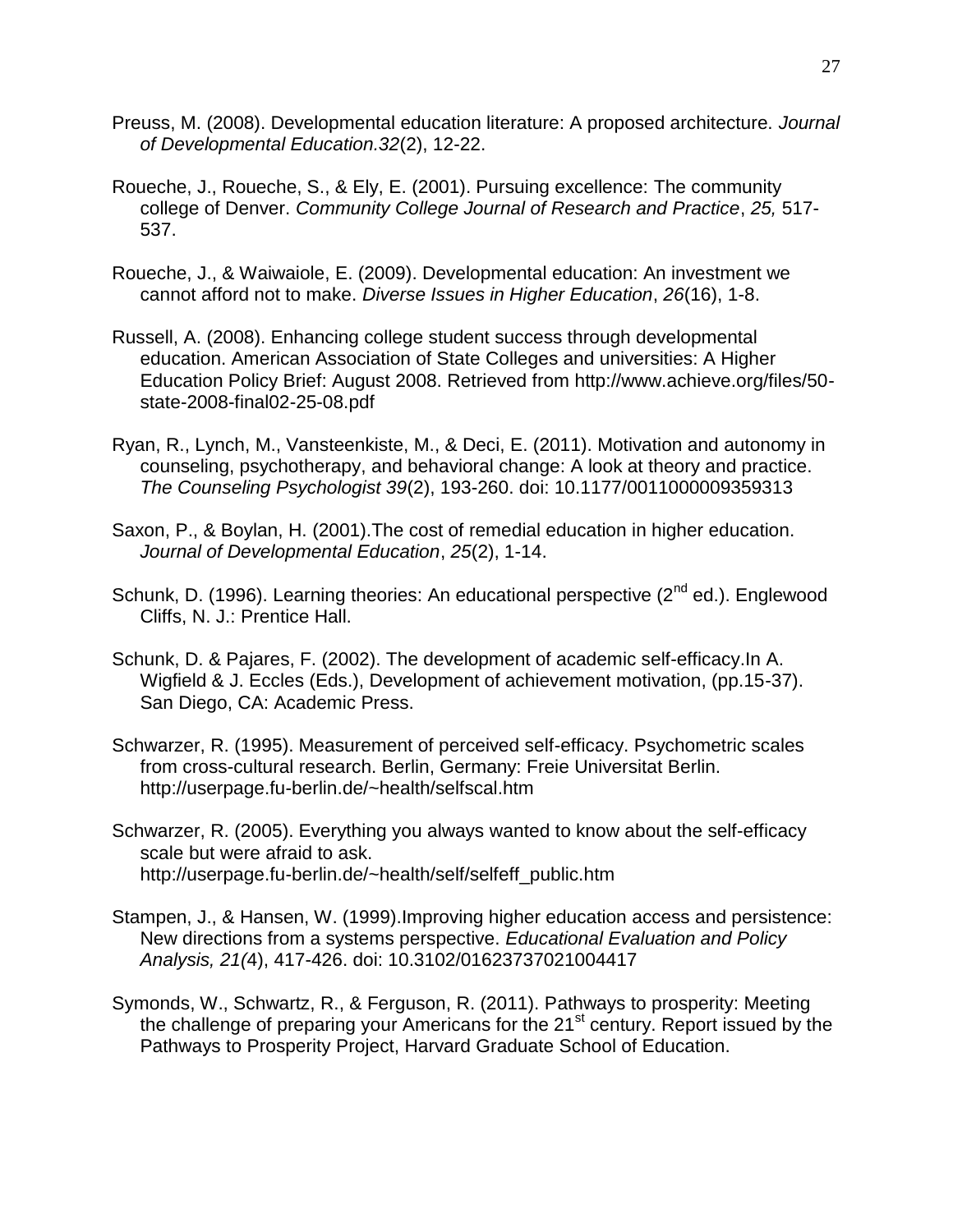Preuss, M. (2008). Developmental education literature: A proposed architecture. *Journal of Developmental Education.32*(2), 12-22.

Roueche, J., Roueche, S., & Ely, E. (2001). Pursuing excellence: The community college of Denver. *Community College Journal of Research and Practice*, *25,* 517-537.

Roueche, J., & Waiwaiole, E. (2009). Developmental education: An investment we cannot afford not to make. *Diverse Issues in Higher Education*, *26*(16), 1-8.

Russell, A. (2008). Enhancing college student success through developmental education. American Association of State Colleges and universities: A Higher Education Policy Brief: August 2008. Retrieved from http://www.achieve.org/files/50-state-2008-final02-25-08.pdf

Ryan, R., Lynch, M., Vansteenkiste, M., & Deci, E. (2011). Motivation and autonomy in counseling, psychotherapy, and behavioral change: A look at theory and practice. *The Counseling Psychologist 39*(2), 193-260. doi: 10.1177/0011000009359313

Saxon, P., & Boylan, H. (2001).The cost of remedial education in higher education. *Journal of Developmental Education*, *25*(2), 1-14.

Schunk, D. (1996). Learning theories: An educational perspective (2nd ed.). Englewood Cliffs, N. J.: Prentice Hall.

Schunk, D. & Pajares, F. (2002). The development of academic self-efficacy.In A. Wigfield & J. Eccles (Eds.), Development of achievement motivation, (pp.15-37). San Diego, CA: Academic Press.

Schwarzer, R. (1995). Measurement of perceived self-efficacy. Psychometric scales from cross-cultural research. Berlin, Germany: Freie Universitat Berlin. http://userpage.fu-berlin.de/~health/selfscal.htm

Schwarzer, R. (2005). Everything you always wanted to know about the self-efficacy scale but were afraid to ask. http://userpage.fu-berlin.de/~health/self/selfeff_public.htm

Stampen, J., & Hansen, W. (1999).Improving higher education access and persistence: New directions from a systems perspective. *Educational Evaluation and Policy Analysis, 21(*4), 417-426. doi: 10.3102/01623737021004417

Symonds, W., Schwartz, R., & Ferguson, R. (2011). Pathways to prosperity: Meeting the challenge of preparing your Americans for the 21st century. Report issued by the Pathways to Prosperity Project, Harvard Graduate School of Education.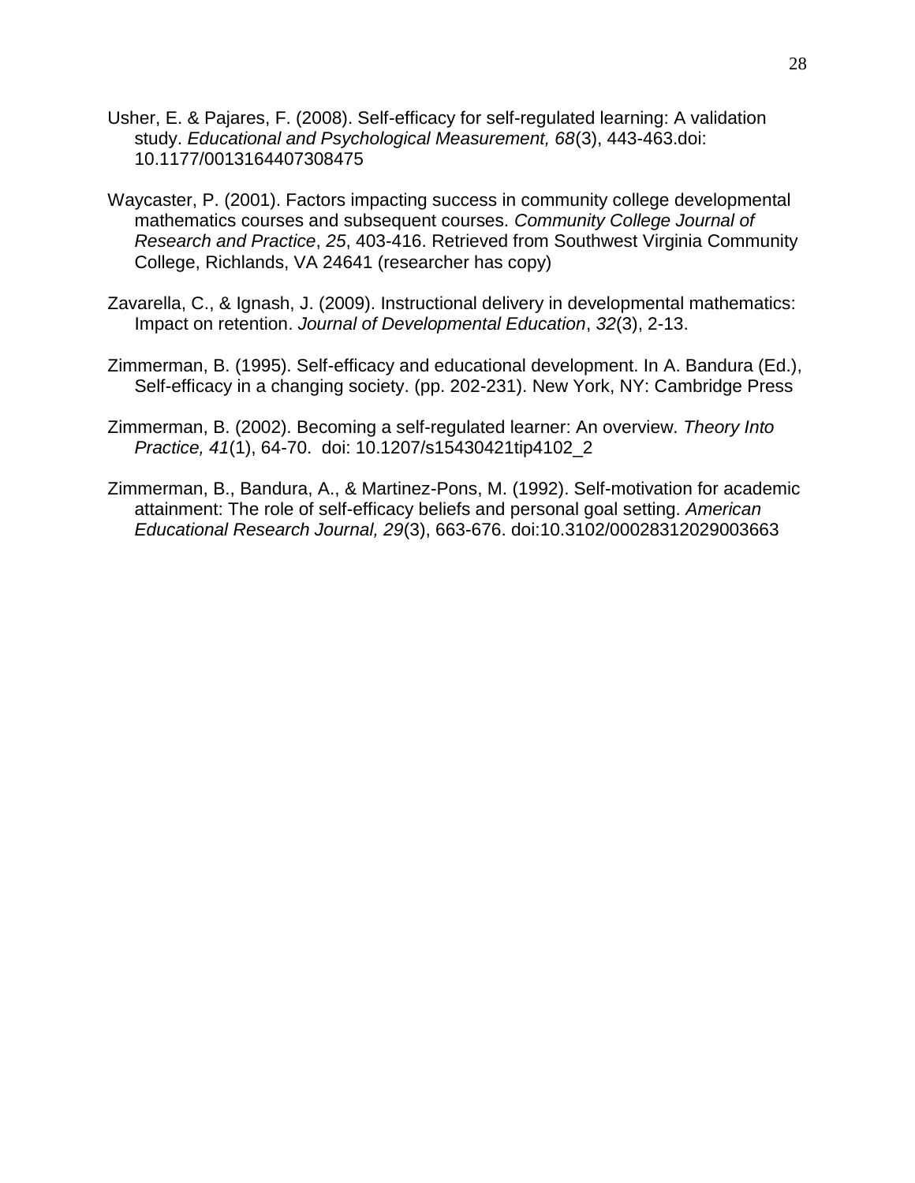Usher, E. & Pajares, F. (2008). Self-efficacy for self-regulated learning: A validation study. *Educational and Psychological Measurement, 68*(3), 443-463.doi: 10.1177/0013164407308475

Waycaster, P. (2001). Factors impacting success in community college developmental mathematics courses and subsequent courses. *Community College Journal of Research and Practice*, *25*, 403-416. Retrieved from Southwest Virginia Community College, Richlands, VA 24641 (researcher has copy)

Zavarella, C., & Ignash, J. (2009). Instructional delivery in developmental mathematics: Impact on retention. *Journal of Developmental Education*, *32*(3), 2-13.

Zimmerman, B. (1995). Self-efficacy and educational development. In A. Bandura (Ed.), Self-efficacy in a changing society. (pp. 202-231). New York, NY: Cambridge Press

Zimmerman, B. (2002). Becoming a self-regulated learner: An overview. *Theory Into Practice, 41*(1), 64-70. doi: 10.1207/s15430421tip4102_2

Zimmerman, B., Bandura, A., & Martinez-Pons, M. (1992). Self-motivation for academic attainment: The role of self-efficacy beliefs and personal goal setting. *American Educational Research Journal, 29*(3), 663-676. doi:10.3102/00028312029003663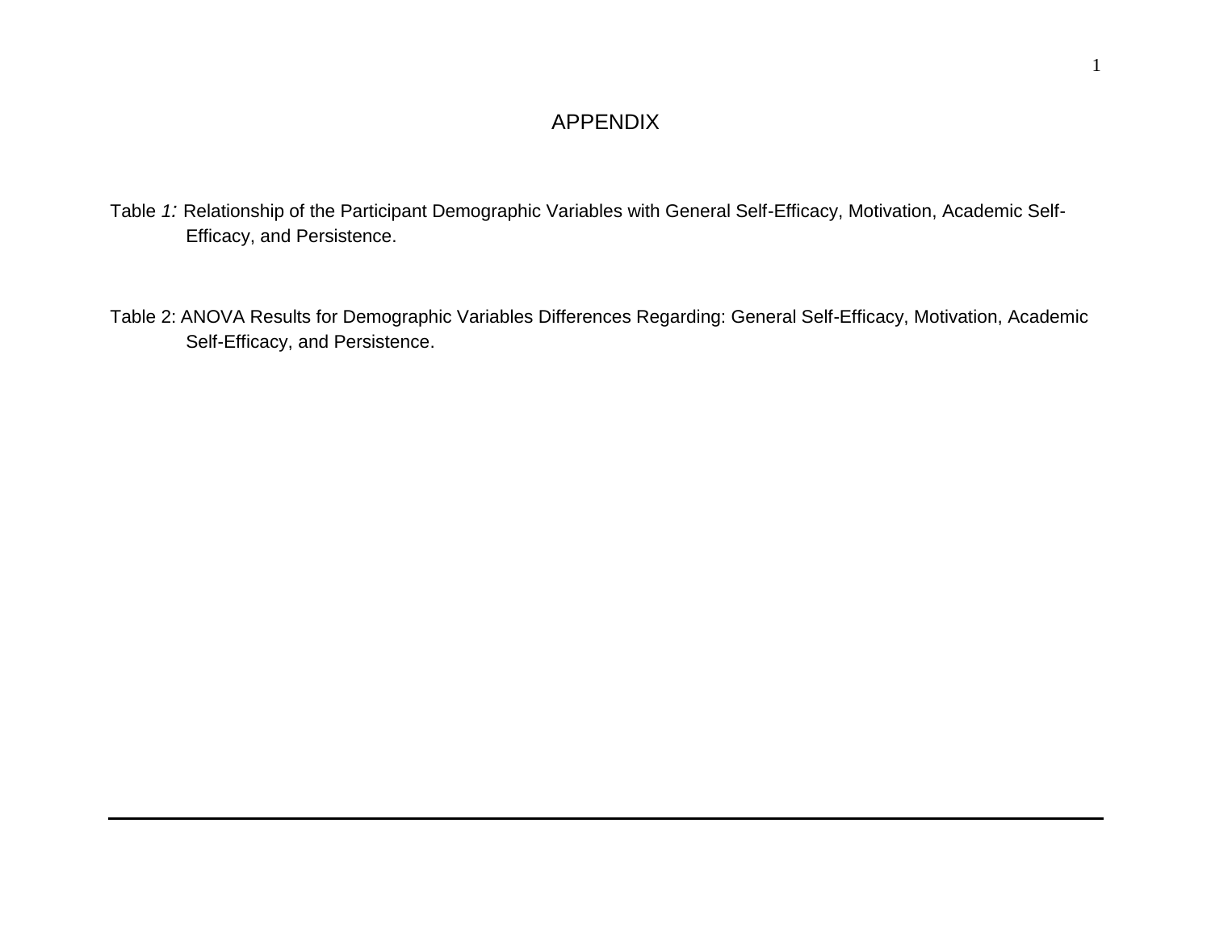# APPENDIX

Table *1:* Relationship of the Participant Demographic Variables with General Self-Efficacy, Motivation, Academic Self-Efficacy, and Persistence.

Table 2: ANOVA Results for Demographic Variables Differences Regarding: General Self-Efficacy, Motivation, Academic Self-Efficacy, and Persistence.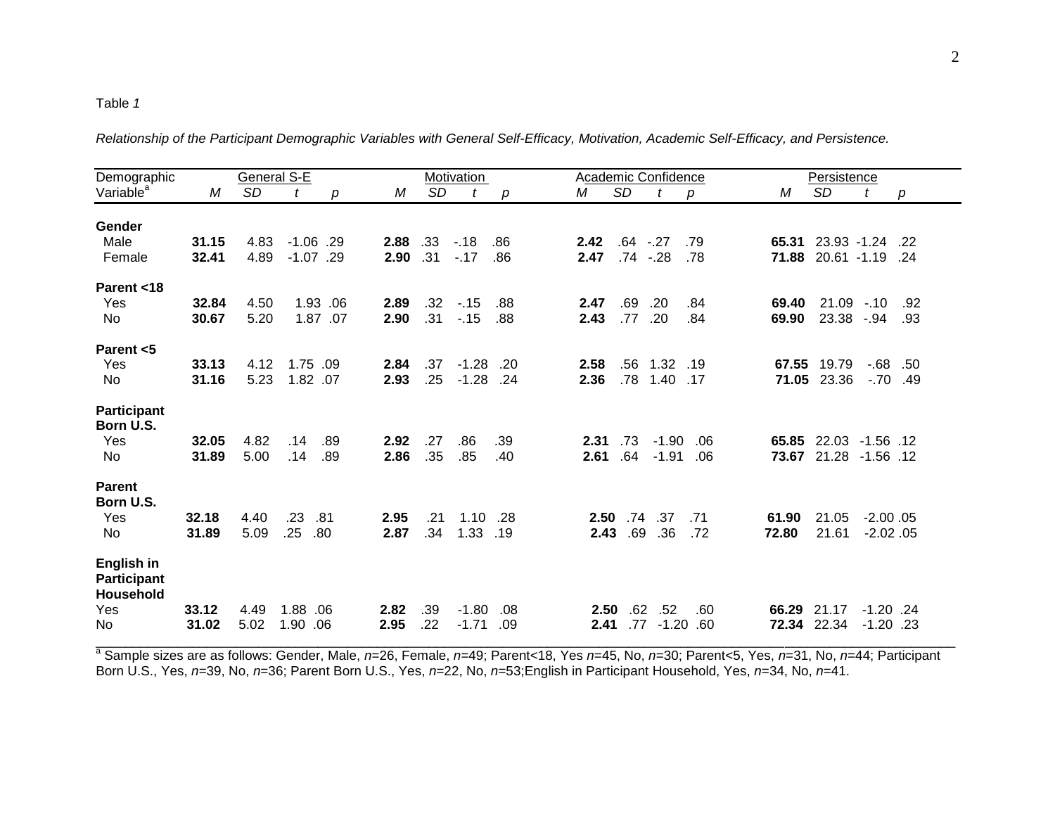Table *1*

*Relationship of the Participant Demographic Variables with General Self-Efficacy, Motivation, Academic Self-Efficacy, and Persistence.*

| Demographic Variable[a] | General S-E | | | | Motivation | | | | Academic Confidence | | | | Persistence | | | |
|---|---|---|---|---|---|---|---|---|---|---|---|---|---|---|---|---|
| | *M* | *SD* | *t* | *p* | *M* | *SD* | *t* | *p* | *M* | *SD* | *t* | *p* | *M* | *SD* | *t* | *p* |
| **Gender** | | | | | | | | | | | | | | | | |
| Male | **31.15** | 4.83 | -1.06 | .29 | **2.88** | .33 | -.18 | .86 | **2.42** | .64 | -.27 | .79 | **65.31** | 23.93 | -1.24 | .22 |
| Female | **32.41** | 4.89 | -1.07 | .29 | **2.90** | .31 | -.17 | .86 | **2.47** | .74 | -.28 | .78 | **71.88** | 20.61 | -1.19 | .24 |
| **Parent <18** | | | | | | | | | | | | | | | | |
| Yes | **32.84** | 4.50 | 1.93 | .06 | **2.89** | .32 | -.15 | .88 | **2.47** | .69 | .20 | .84 | **69.40** | 21.09 | -.10 | .92 |
| No | **30.67** | 5.20 | 1.87 | .07 | **2.90** | .31 | -.15 | .88 | **2.43** | .77 | .20 | .84 | **69.90** | 23.38 | -.94 | .93 |
| **Parent <5** | | | | | | | | | | | | | | | | |
| Yes | **33.13** | 4.12 | 1.75 | .09 | **2.84** | .37 | -1.28 | .20 | **2.58** | .56 | 1.32 | .19 | **67.55** | 19.79 | -.68 | .50 |
| No | **31.16** | 5.23 | 1.82 | .07 | **2.93** | .25 | -1.28 | .24 | **2.36** | .78 | 1.40 | .17 | **71.05** | 23.36 | -.70 | .49 |
| **Participant Born U.S.** | | | | | | | | | | | | | | | | |
| Yes | **32.05** | 4.82 | .14 | .89 | **2.92** | .27 | .86 | .39 | **2.31** | .73 | -1.90 | .06 | **65.85** | 22.03 | -1.56 | .12 |
| No | **31.89** | 5.00 | .14 | .89 | **2.86** | .35 | .85 | .40 | **2.61** | .64 | -1.91 | .06 | **73.67** | 21.28 | -1.56 | .12 |
| **Parent Born U.S.** | | | | | | | | | | | | | | | | |
| Yes | **32.18** | 4.40 | .23 | .81 | **2.95** | .21 | 1.10 | .28 | **2.50** | .74 | .37 | .71 | **61.90** | 21.05 | -2.00 | .05 |
| No | **31.89** | 5.09 | .25 | .80 | **2.87** | .34 | 1.33 | .19 | **2.43** | .69 | .36 | .72 | **72.80** | 21.61 | -2.02 | .05 |
| **English in Participant Household** | | | | | | | | | | | | | | | | |
| Yes | **33.12** | 4.49 | 1.88 | .06 | **2.82** | .39 | -1.80 | .08 | **2.50** | .62 | .52 | .60 | **66.29** | 21.17 | -1.20 | .24 |
| No | **31.02** | 5.02 | 1.90 | .06 | **2.95** | .22 | -1.71 | .09 | **2.41** | .77 | -1.20 | .60 | **72.34** | 22.34 | -1.20 | .23 |

[a] Sample sizes are as follows: Gender, Male, *n*=26, Female, *n*=49; Parent<18, Yes *n*=45, No, *n*=30; Parent<5, Yes, *n*=31, No, *n*=44; Participant Born U.S., Yes, *n*=39, No, *n*=36; Parent Born U.S., Yes, *n*=22, No, *n*=53;English in Participant Household, Yes, *n*=34, No, *n*=41.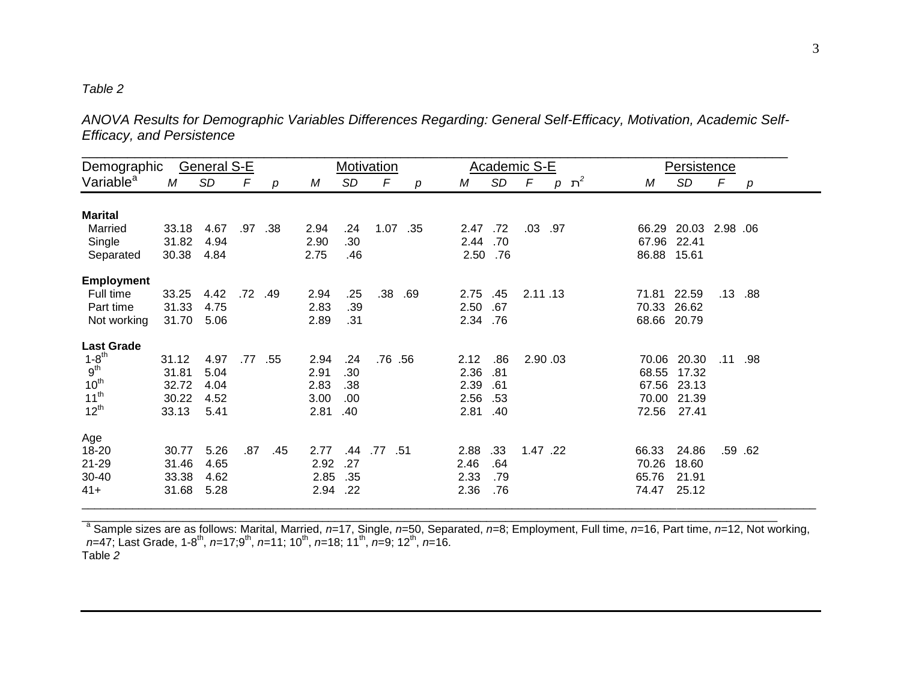*Table 2*

*ANOVA Results for Demographic Variables Differences Regarding: General Self-Efficacy, Motivation, Academic Self-Efficacy, and Persistence*

| Demographic Variable[a] | General S-E | | | | Motivation | | | | Academic S-E | | | | | Persistence | | | |
|---|---|---|---|---|---|---|---|---|---|---|---|---|---|---|---|---|---|
| | *M* | *SD* | *F* | *p* | *M* | *SD* | *F* | *p* | *M* | *SD* | *F* | *p* | $\eta^2$ | *M* | *SD* | *F* | *p* |
| **Marital** | | | | | | | | | | | | | | | | | |
| Married | 33.18 | 4.67 | .97 | .38 | 2.94 | .24 | 1.07 | .35 | 2.47 | .72 | .03 | .97 | | 66.29 | 20.03 | 2.98 | .06 |
| Single | 31.82 | 4.94 | | | 2.90 | .30 | | | 2.44 | .70 | | | | 67.96 | 22.41 | | |
| Separated | 30.38 | 4.84 | | | 2.75 | .46 | | | 2.50 | .76 | | | | 86.88 | 15.61 | | |
| **Employment** | | | | | | | | | | | | | | | | | |
| Full time | 33.25 | 4.42 | .72 | .49 | 2.94 | .25 | .38 | .69 | 2.75 | .45 | 2.11 | .13 | | 71.81 | 22.59 | .13 | .88 |
| Part time | 31.33 | 4.75 | | | 2.83 | .39 | | | 2.50 | .67 | | | | 70.33 | 26.62 | | |
| Not working | 31.70 | 5.06 | | | 2.89 | .31 | | | 2.34 | .76 | | | | 68.66 | 20.79 | | |
| **Last Grade** | | | | | | | | | | | | | | | | | |
| 1-8th | 31.12 | 4.97 | .77 | .55 | 2.94 | .24 | .76 | .56 | 2.12 | .86 | 2.90 | .03 | | 70.06 | 20.30 | .11 | .98 |
| 9th | 31.81 | 5.04 | | | 2.91 | .30 | | | 2.36 | .81 | | | | 68.55 | 17.32 | | |
| 10th | 32.72 | 4.04 | | | 2.83 | .38 | | | 2.39 | .61 | | | | 67.56 | 23.13 | | |
| 11th | 30.22 | 4.52 | | | 3.00 | .00 | | | 2.56 | .53 | | | | 70.00 | 21.39 | | |
| 12th | 33.13 | 5.41 | | | 2.81 | .40 | | | 2.81 | .40 | | | | 72.56 | 27.41 | | |
| Age | | | | | | | | | | | | | | | | | |
| 18-20 | 30.77 | 5.26 | .87 | .45 | 2.77 | .44 | .77 | .51 | 2.88 | .33 | 1.47 | .22 | | 66.33 | 24.86 | .59 | .62 |
| 21-29 | 31.46 | 4.65 | | | 2.92 | .27 | | | 2.46 | .64 | | | | 70.26 | 18.60 | | |
| 30-40 | 33.38 | 4.62 | | | 2.85 | .35 | | | 2.33 | .79 | | | | 65.76 | 21.91 | | |
| 41+ | 31.68 | 5.28 | | | 2.94 | .22 | | | 2.36 | .76 | | | | 74.47 | 25.12 | | |

[a] Sample sizes are as follows: Marital, Married, *n*=17, Single, *n*=50, Separated, *n*=8; Employment, Full time, *n*=16, Part time, *n*=12, Not working, *n*=47; Last Grade, 1-8th, *n*=17;9th, *n*=11; 10th, *n*=18; 11th, *n*=9; 12th, *n*=16.

Table *2*